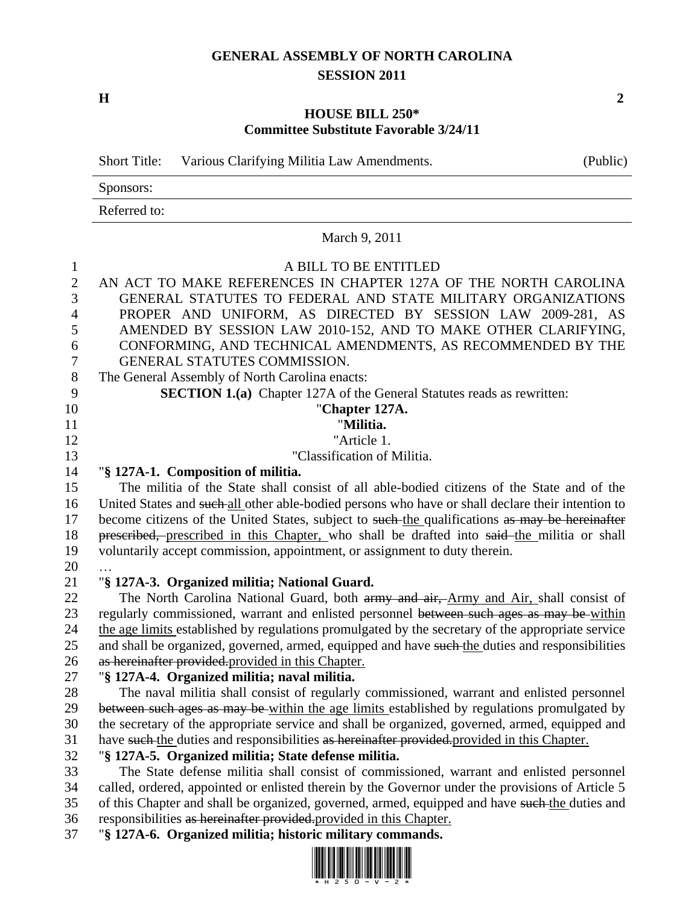# GENERAL ASSEMBLY OF NORTH CAROLINA
## SESSION 2011

**H** **2**

## HOUSE BILL 250*
**Committee Substitute Favorable 3/24/11**

Short Title: Various Clarifying Militia Law Amendments. (Public)

Sponsors:

Referred to:

March 9, 2011

A BILL TO BE ENTITLED

AN ACT TO MAKE REFERENCES IN CHAPTER 127A OF THE NORTH CAROLINA GENERAL STATUTES TO FEDERAL AND STATE MILITARY ORGANIZATIONS PROPER AND UNIFORM, AS DIRECTED BY SESSION LAW 2009-281, AS AMENDED BY SESSION LAW 2010-152, AND TO MAKE OTHER CLARIFYING, CONFORMING, AND TECHNICAL AMENDMENTS, AS RECOMMENDED BY THE GENERAL STATUTES COMMISSION.

The General Assembly of North Carolina enacts:

**SECTION 1.(a)** Chapter 127A of the General Statutes reads as rewritten:

"**Chapter 127A.**

"**Militia.**

"Article 1.

"Classification of Militia.

"**§ 127A-1. Composition of militia.**

The militia of the State shall consist of all able-bodied citizens of the State and of the United States and ~~such~~ all other able-bodied persons who have or shall declare their intention to become citizens of the United States, subject to ~~such~~ the qualifications ~~as may be hereinafter prescribed,~~ prescribed in this Chapter, who shall be drafted into ~~said~~ the militia or shall voluntarily accept commission, appointment, or assignment to duty therein.

…

"**§ 127A-3. Organized militia; National Guard.**

The North Carolina National Guard, both ~~army and air,~~ Army and Air, shall consist of regularly commissioned, warrant and enlisted personnel ~~between such ages as may be~~ within the age limits established by regulations promulgated by the secretary of the appropriate service and shall be organized, governed, armed, equipped and have ~~such~~ the duties and responsibilities ~~as hereinafter provided.~~provided in this Chapter.

"**§ 127A-4. Organized militia; naval militia.**

The naval militia shall consist of regularly commissioned, warrant and enlisted personnel ~~between such ages as may be~~ within the age limits established by regulations promulgated by the secretary of the appropriate service and shall be organized, governed, armed, equipped and have ~~such~~ the duties and responsibilities ~~as hereinafter provided.~~provided in this Chapter.

"**§ 127A-5. Organized militia; State defense militia.**

The State defense militia shall consist of commissioned, warrant and enlisted personnel called, ordered, appointed or enlisted therein by the Governor under the provisions of Article 5 of this Chapter and shall be organized, governed, armed, equipped and have ~~such~~ the duties and responsibilities ~~as hereinafter provided.~~provided in this Chapter.

"**§ 127A-6. Organized militia; historic military commands.**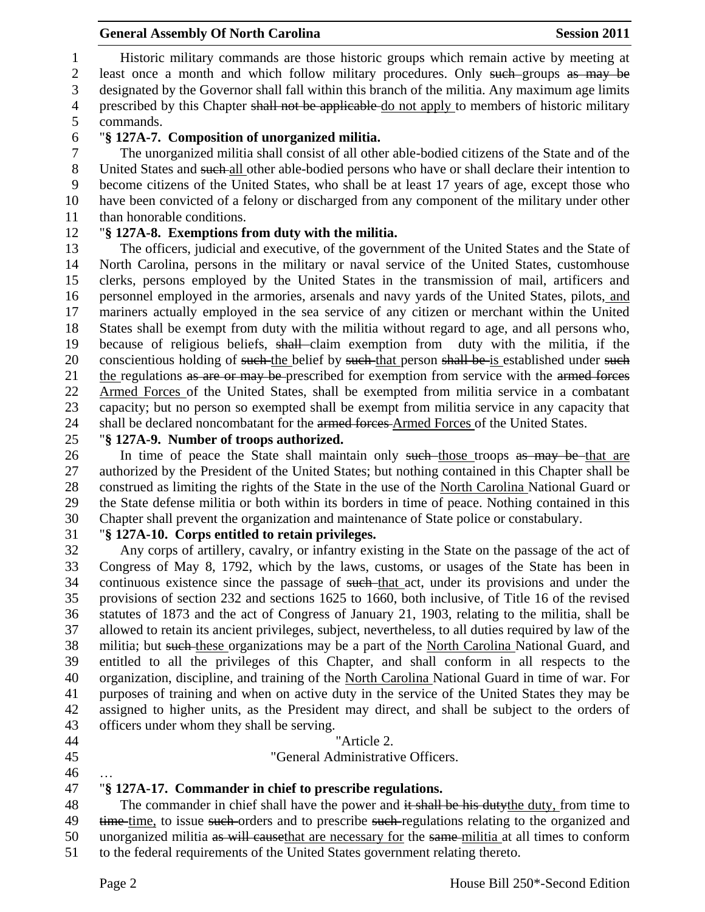Historic military commands are those historic groups which remain active by meeting at least once a month and which follow military procedures. Only ~~such~~ groups ~~as may be~~ designated by the Governor shall fall within this branch of the militia. Any maximum age limits prescribed by this Chapter ~~shall not be applicable~~ do not apply to members of historic military commands.

"**§ 127A-7. Composition of unorganized militia.**

The unorganized militia shall consist of all other able-bodied citizens of the State and of the United States and ~~such~~ all other able-bodied persons who have or shall declare their intention to become citizens of the United States, who shall be at least 17 years of age, except those who have been convicted of a felony or discharged from any component of the military under other than honorable conditions.

"**§ 127A-8. Exemptions from duty with the militia.**

The officers, judicial and executive, of the government of the United States and the State of North Carolina, persons in the military or naval service of the United States, customhouse clerks, persons employed by the United States in the transmission of mail, artificers and personnel employed in the armories, arsenals and navy yards of the United States, pilots, and mariners actually employed in the sea service of any citizen or merchant within the United States shall be exempt from duty with the militia without regard to age, and all persons who, because of religious beliefs, ~~shall~~ claim exemption from duty with the militia, if the conscientious holding of ~~such~~ the belief by ~~such~~ that person ~~shall be~~ is established under ~~such~~ the regulations ~~as are or may be~~ prescribed for exemption from service with the ~~armed forces~~ Armed Forces of the United States, shall be exempted from militia service in a combatant capacity; but no person so exempted shall be exempt from militia service in any capacity that shall be declared noncombatant for the ~~armed forces~~ Armed Forces of the United States.

"**§ 127A-9. Number of troops authorized.**

In time of peace the State shall maintain only ~~such~~ those troops ~~as may be~~ that are authorized by the President of the United States; but nothing contained in this Chapter shall be construed as limiting the rights of the State in the use of the North Carolina National Guard or the State defense militia or both within its borders in time of peace. Nothing contained in this Chapter shall prevent the organization and maintenance of State police or constabulary.

"**§ 127A-10. Corps entitled to retain privileges.**

Any corps of artillery, cavalry, or infantry existing in the State on the passage of the act of Congress of May 8, 1792, which by the laws, customs, or usages of the State has been in continuous existence since the passage of ~~such~~ that act, under its provisions and under the provisions of section 232 and sections 1625 to 1660, both inclusive, of Title 16 of the revised statutes of 1873 and the act of Congress of January 21, 1903, relating to the militia, shall be allowed to retain its ancient privileges, subject, nevertheless, to all duties required by law of the militia; but ~~such~~ these organizations may be a part of the North Carolina National Guard, and entitled to all the privileges of this Chapter, and shall conform in all respects to the organization, discipline, and training of the North Carolina National Guard in time of war. For purposes of training and when on active duty in the service of the United States they may be assigned to higher units, as the President may direct, and shall be subject to the orders of officers under whom they shall be serving.

"Article 2.

"General Administrative Officers.

…

"**§ 127A-17. Commander in chief to prescribe regulations.**

The commander in chief shall have the power and ~~it shall be his duty~~the duty, from time to ~~time~~ time, to issue ~~such~~ orders and to prescribe ~~such~~ regulations relating to the organized and unorganized militia ~~as will cause~~that are necessary for the ~~same~~ militia at all times to conform to the federal requirements of the United States government relating thereto.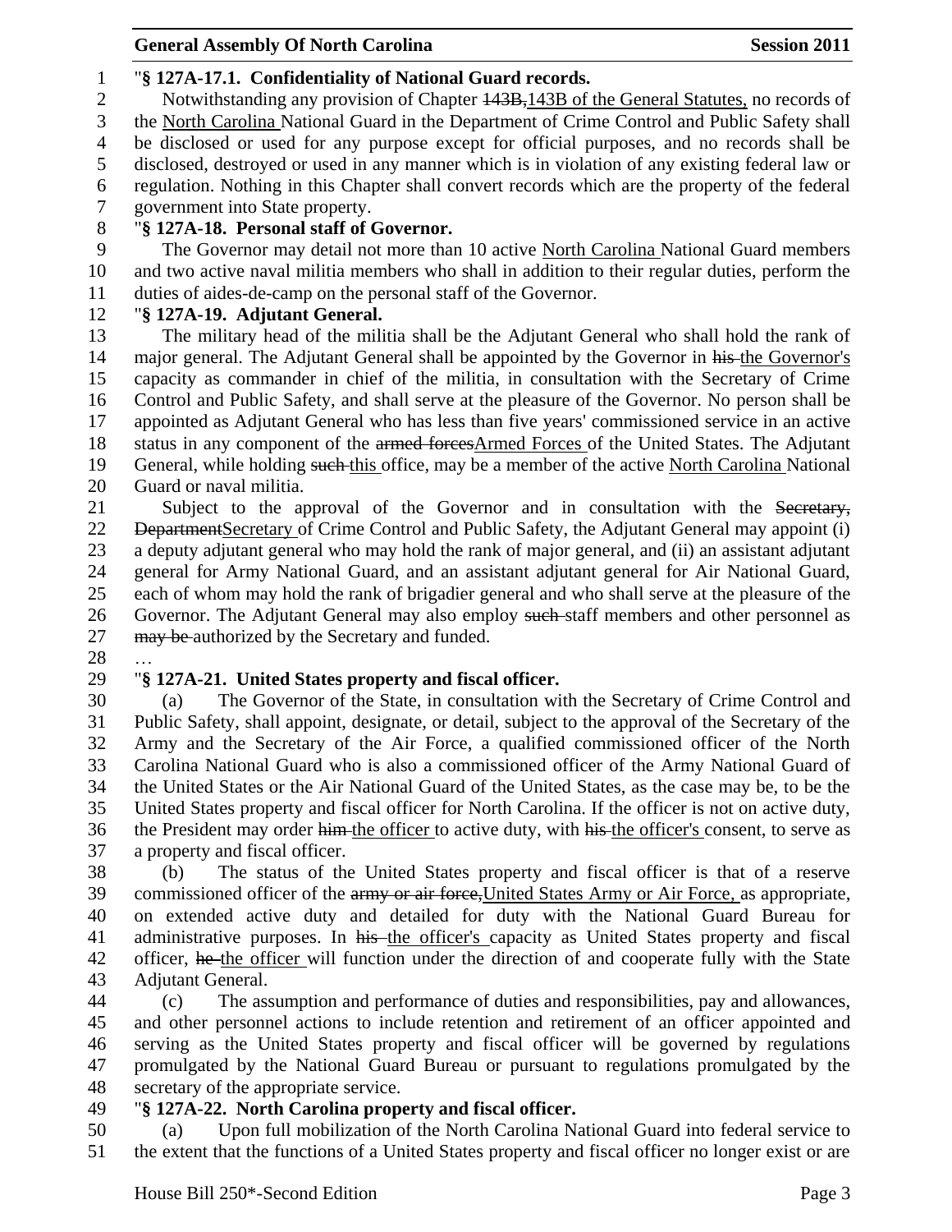"**§ 127A-17.1. Confidentiality of National Guard records.**

Notwithstanding any provision of Chapter ~~143B,~~143B of the General Statutes, no records of the North Carolina National Guard in the Department of Crime Control and Public Safety shall be disclosed or used for any purpose except for official purposes, and no records shall be disclosed, destroyed or used in any manner which is in violation of any existing federal law or regulation. Nothing in this Chapter shall convert records which are the property of the federal government into State property.

"**§ 127A-18. Personal staff of Governor.**

The Governor may detail not more than 10 active North Carolina National Guard members and two active naval militia members who shall in addition to their regular duties, perform the duties of aides-de-camp on the personal staff of the Governor.

"**§ 127A-19. Adjutant General.**

The military head of the militia shall be the Adjutant General who shall hold the rank of major general. The Adjutant General shall be appointed by the Governor in ~~his~~ the Governor's capacity as commander in chief of the militia, in consultation with the Secretary of Crime Control and Public Safety, and shall serve at the pleasure of the Governor. No person shall be appointed as Adjutant General who has less than five years' commissioned service in an active status in any component of the ~~armed forces~~Armed Forces of the United States. The Adjutant General, while holding ~~such~~ this office, may be a member of the active North Carolina National Guard or naval militia.

Subject to the approval of the Governor and in consultation with the ~~Secretary, Department~~Secretary of Crime Control and Public Safety, the Adjutant General may appoint (i) a deputy adjutant general who may hold the rank of major general, and (ii) an assistant adjutant general for Army National Guard, and an assistant adjutant general for Air National Guard, each of whom may hold the rank of brigadier general and who shall serve at the pleasure of the Governor. The Adjutant General may also employ ~~such~~ staff members and other personnel as ~~may be~~ authorized by the Secretary and funded.

…

"**§ 127A-21. United States property and fiscal officer.**

(a) The Governor of the State, in consultation with the Secretary of Crime Control and Public Safety, shall appoint, designate, or detail, subject to the approval of the Secretary of the Army and the Secretary of the Air Force, a qualified commissioned officer of the North Carolina National Guard who is also a commissioned officer of the Army National Guard of the United States or the Air National Guard of the United States, as the case may be, to be the United States property and fiscal officer for North Carolina. If the officer is not on active duty, the President may order ~~him~~ the officer to active duty, with ~~his~~ the officer's consent, to serve as a property and fiscal officer.

(b) The status of the United States property and fiscal officer is that of a reserve commissioned officer of the ~~army or air force,~~United States Army or Air Force, as appropriate, on extended active duty and detailed for duty with the National Guard Bureau for administrative purposes. In ~~his~~ the officer's capacity as United States property and fiscal officer, ~~he~~ the officer will function under the direction of and cooperate fully with the State Adjutant General.

(c) The assumption and performance of duties and responsibilities, pay and allowances, and other personnel actions to include retention and retirement of an officer appointed and serving as the United States property and fiscal officer will be governed by regulations promulgated by the National Guard Bureau or pursuant to regulations promulgated by the secretary of the appropriate service.

"**§ 127A-22. North Carolina property and fiscal officer.**

(a) Upon full mobilization of the North Carolina National Guard into federal service to the extent that the functions of a United States property and fiscal officer no longer exist or are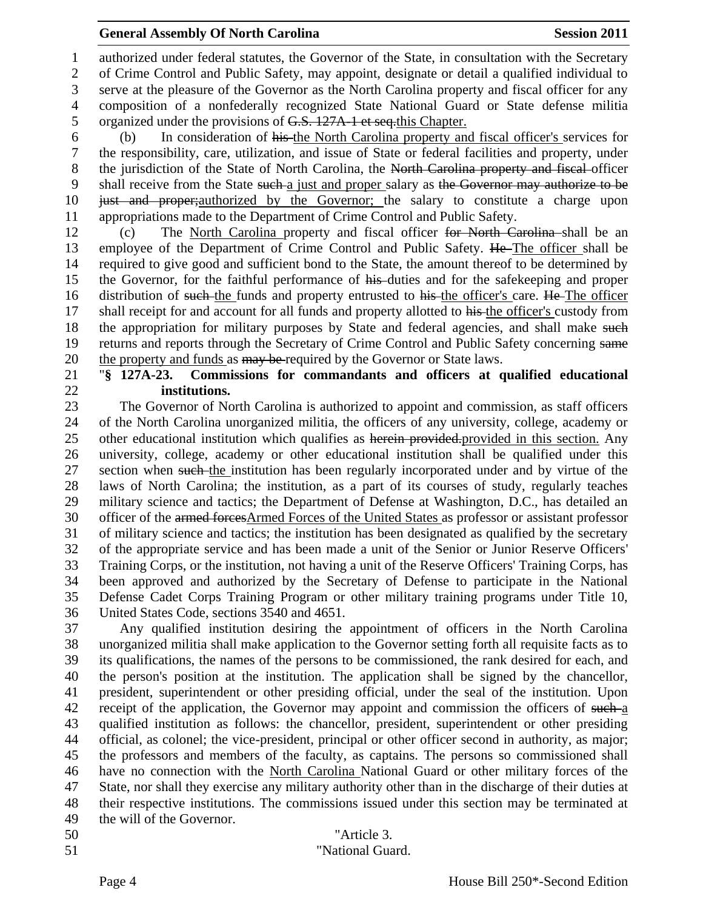authorized under federal statutes, the Governor of the State, in consultation with the Secretary of Crime Control and Public Safety, may appoint, designate or detail a qualified individual to serve at the pleasure of the Governor as the North Carolina property and fiscal officer for any composition of a nonfederally recognized State National Guard or State defense militia organized under the provisions of ~~G.S. 127A-1 et seq.~~this Chapter.

(b) In consideration of ~~his~~ the North Carolina property and fiscal officer's services for the responsibility, care, utilization, and issue of State or federal facilities and property, under the jurisdiction of the State of North Carolina, the ~~North Carolina property and fiscal~~ officer shall receive from the State ~~such~~ a just and proper salary as ~~the Governor may authorize to be just and proper;~~authorized by the Governor; the salary to constitute a charge upon appropriations made to the Department of Crime Control and Public Safety.

(c) The North Carolina property and fiscal officer ~~for North Carolina~~ shall be an employee of the Department of Crime Control and Public Safety. ~~He~~ The officer shall be required to give good and sufficient bond to the State, the amount thereof to be determined by the Governor, for the faithful performance of ~~his~~ duties and for the safekeeping and proper distribution of ~~such~~ the funds and property entrusted to ~~his~~ the officer's care. ~~He~~ The officer shall receipt for and account for all funds and property allotted to ~~his~~ the officer's custody from the appropriation for military purposes by State and federal agencies, and shall make ~~such~~ returns and reports through the Secretary of Crime Control and Public Safety concerning ~~same~~ the property and funds as ~~may be~~ required by the Governor or State laws.

"**§ 127A-23. Commissions for commandants and officers at qualified educational institutions.**

The Governor of North Carolina is authorized to appoint and commission, as staff officers of the North Carolina unorganized militia, the officers of any university, college, academy or other educational institution which qualifies as ~~herein provided.~~provided in this section. Any university, college, academy or other educational institution shall be qualified under this section when ~~such~~ the institution has been regularly incorporated under and by virtue of the laws of North Carolina; the institution, as a part of its courses of study, regularly teaches military science and tactics; the Department of Defense at Washington, D.C., has detailed an officer of the ~~armed forces~~Armed Forces of the United States as professor or assistant professor of military science and tactics; the institution has been designated as qualified by the secretary of the appropriate service and has been made a unit of the Senior or Junior Reserve Officers' Training Corps, or the institution, not having a unit of the Reserve Officers' Training Corps, has been approved and authorized by the Secretary of Defense to participate in the National Defense Cadet Corps Training Program or other military training programs under Title 10, United States Code, sections 3540 and 4651.

Any qualified institution desiring the appointment of officers in the North Carolina unorganized militia shall make application to the Governor setting forth all requisite facts as to its qualifications, the names of the persons to be commissioned, the rank desired for each, and the person's position at the institution. The application shall be signed by the chancellor, president, superintendent or other presiding official, under the seal of the institution. Upon receipt of the application, the Governor may appoint and commission the officers of ~~such~~ a qualified institution as follows: the chancellor, president, superintendent or other presiding official, as colonel; the vice-president, principal or other officer second in authority, as major; the professors and members of the faculty, as captains. The persons so commissioned shall have no connection with the North Carolina National Guard or other military forces of the State, nor shall they exercise any military authority other than in the discharge of their duties at their respective institutions. The commissions issued under this section may be terminated at the will of the Governor.

"Article 3.

"National Guard.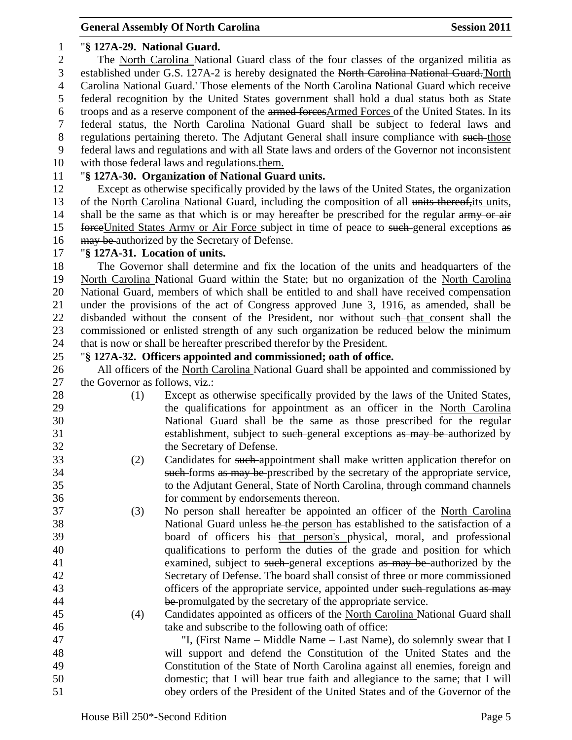"**§ 127A-29. National Guard.**

The <u>North Carolina</u> National Guard class of the four classes of the organized militia as established under G.S. 127A-2 is hereby designated the ~~North Carolina National Guard.~~<u>'North Carolina National Guard.'</u> Those elements of the North Carolina National Guard which receive federal recognition by the United States government shall hold a dual status both as State troops and as a reserve component of the ~~armed forces~~<u>Armed Forces</u> of the United States. In its federal status, the North Carolina National Guard shall be subject to federal laws and regulations pertaining thereto. The Adjutant General shall insure compliance with ~~such~~ <u>those</u> federal laws and regulations and with all State laws and orders of the Governor not inconsistent with ~~those federal laws and regulations.~~<u>them.</u>

"**§ 127A-30. Organization of National Guard units.**

Except as otherwise specifically provided by the laws of the United States, the organization of the <u>North Carolina</u> National Guard, including the composition of all ~~units thereof,~~<u>its units,</u> shall be the same as that which is or may hereafter be prescribed for the regular ~~army or air force~~<u>United States Army or Air Force</u> subject in time of peace to ~~such~~ general exceptions ~~as may be~~ authorized by the Secretary of Defense.

"**§ 127A-31. Location of units.**

The Governor shall determine and fix the location of the units and headquarters of the <u>North Carolina</u> National Guard within the State; but no organization of the <u>North Carolina</u> National Guard, members of which shall be entitled to and shall have received compensation under the provisions of the act of Congress approved June 3, 1916, as amended, shall be disbanded without the consent of the President, nor without ~~such~~ <u>that</u> consent shall the commissioned or enlisted strength of any such organization be reduced below the minimum that is now or shall be hereafter prescribed therefor by the President.

"**§ 127A-32. Officers appointed and commissioned; oath of office.**

All officers of the <u>North Carolina</u> National Guard shall be appointed and commissioned by the Governor as follows, viz.:

(1) Except as otherwise specifically provided by the laws of the United States, the qualifications for appointment as an officer in the <u>North Carolina</u> National Guard shall be the same as those prescribed for the regular establishment, subject to ~~such~~ general exceptions ~~as may be~~ authorized by the Secretary of Defense.

(2) Candidates for ~~such~~ appointment shall make written application therefor on ~~such~~ forms ~~as may be~~ prescribed by the secretary of the appropriate service, to the Adjutant General, State of North Carolina, through command channels for comment by endorsements thereon.

(3) No person shall hereafter be appointed an officer of the <u>North Carolina</u> National Guard unless ~~he~~ <u>the person</u> has established to the satisfaction of a board of officers ~~his~~ <u>that person's</u> physical, moral, and professional qualifications to perform the duties of the grade and position for which examined, subject to ~~such~~ general exceptions ~~as may be~~ authorized by the Secretary of Defense. The board shall consist of three or more commissioned officers of the appropriate service, appointed under ~~such~~ regulations ~~as may be~~ promulgated by the secretary of the appropriate service.

(4) Candidates appointed as officers of the <u>North Carolina</u> National Guard shall take and subscribe to the following oath of office:

"I, (First Name – Middle Name – Last Name), do solemnly swear that I will support and defend the Constitution of the United States and the Constitution of the State of North Carolina against all enemies, foreign and domestic; that I will bear true faith and allegiance to the same; that I will obey orders of the President of the United States and of the Governor of the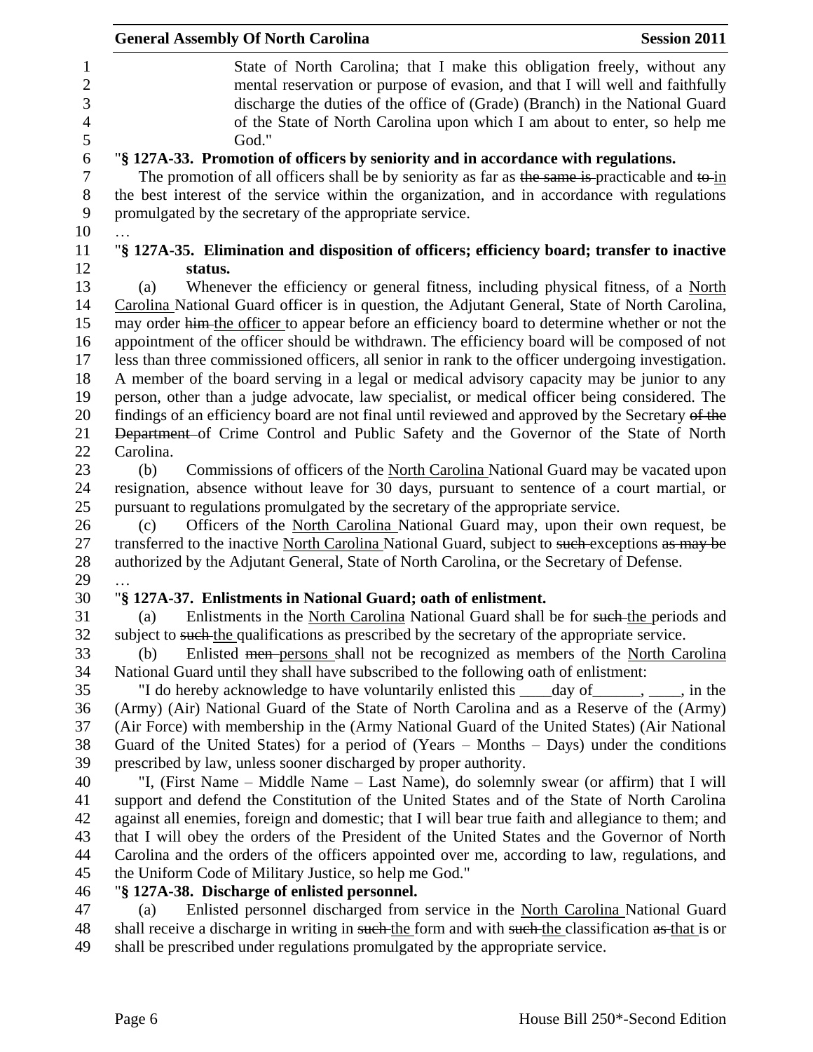State of North Carolina; that I make this obligation freely, without any mental reservation or purpose of evasion, and that I will well and faithfully discharge the duties of the office of (Grade) (Branch) in the National Guard of the State of North Carolina upon which I am about to enter, so help me God."

"**§ 127A-33. Promotion of officers by seniority and in accordance with regulations.**

The promotion of all officers shall be by seniority as far as ~~the same is~~ practicable and ~~to~~ in the best interest of the service within the organization, and in accordance with regulations promulgated by the secretary of the appropriate service.

…

"**§ 127A-35. Elimination and disposition of officers; efficiency board; transfer to inactive status.**

(a) Whenever the efficiency or general fitness, including physical fitness, of a North Carolina National Guard officer is in question, the Adjutant General, State of North Carolina, may order ~~him~~ the officer to appear before an efficiency board to determine whether or not the appointment of the officer should be withdrawn. The efficiency board will be composed of not less than three commissioned officers, all senior in rank to the officer undergoing investigation. A member of the board serving in a legal or medical advisory capacity may be junior to any person, other than a judge advocate, law specialist, or medical officer being considered. The findings of an efficiency board are not final until reviewed and approved by the Secretary ~~of the Department~~ of Crime Control and Public Safety and the Governor of the State of North Carolina.

(b) Commissions of officers of the North Carolina National Guard may be vacated upon resignation, absence without leave for 30 days, pursuant to sentence of a court martial, or pursuant to regulations promulgated by the secretary of the appropriate service.

(c) Officers of the North Carolina National Guard may, upon their own request, be transferred to the inactive North Carolina National Guard, subject to ~~such~~ exceptions ~~as may be~~ authorized by the Adjutant General, State of North Carolina, or the Secretary of Defense.

…

"**§ 127A-37. Enlistments in National Guard; oath of enlistment.**

(a) Enlistments in the North Carolina National Guard shall be for ~~such~~ the periods and subject to ~~such~~ the qualifications as prescribed by the secretary of the appropriate service.

(b) Enlisted ~~men~~ persons shall not be recognized as members of the North Carolina National Guard until they shall have subscribed to the following oath of enlistment:

"I do hereby acknowledge to have voluntarily enlisted this ____day of______, ____, in the (Army) (Air) National Guard of the State of North Carolina and as a Reserve of the (Army) (Air Force) with membership in the (Army National Guard of the United States) (Air National Guard of the United States) for a period of (Years – Months – Days) under the conditions prescribed by law, unless sooner discharged by proper authority.

"I, (First Name – Middle Name – Last Name), do solemnly swear (or affirm) that I will support and defend the Constitution of the United States and of the State of North Carolina against all enemies, foreign and domestic; that I will bear true faith and allegiance to them; and that I will obey the orders of the President of the United States and the Governor of North Carolina and the orders of the officers appointed over me, according to law, regulations, and the Uniform Code of Military Justice, so help me God."

"**§ 127A-38. Discharge of enlisted personnel.**

(a) Enlisted personnel discharged from service in the North Carolina National Guard shall receive a discharge in writing in ~~such~~ the form and with ~~such~~ the classification ~~as~~ that is or shall be prescribed under regulations promulgated by the appropriate service.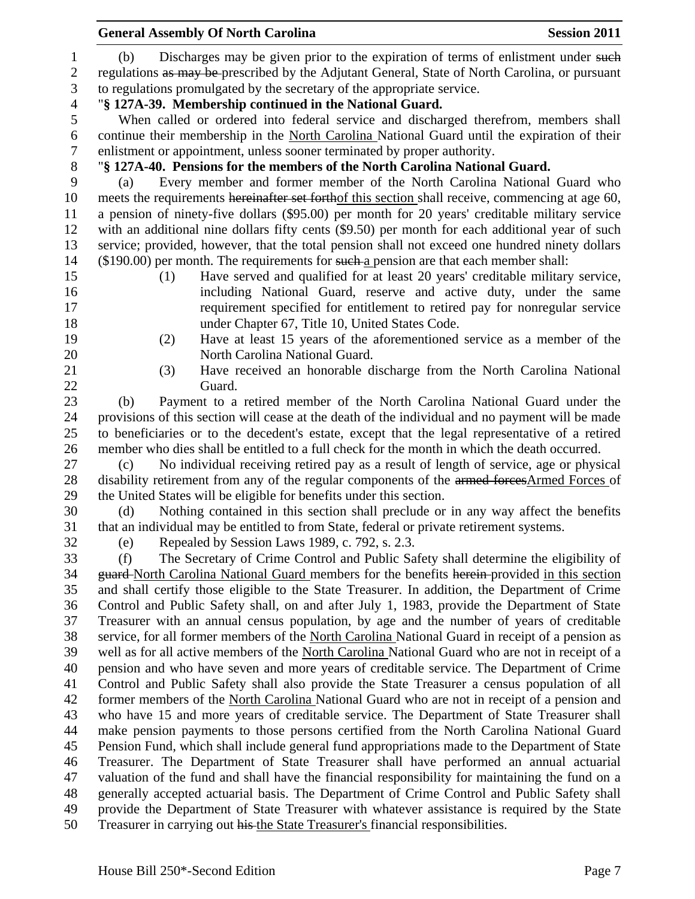(b) Discharges may be given prior to the expiration of terms of enlistment under ~~such~~ regulations ~~as may be~~ prescribed by the Adjutant General, State of North Carolina, or pursuant to regulations promulgated by the secretary of the appropriate service.

"**§ 127A-39. Membership continued in the National Guard.**

When called or ordered into federal service and discharged therefrom, members shall continue their membership in the North Carolina National Guard until the expiration of their enlistment or appointment, unless sooner terminated by proper authority.

"**§ 127A-40. Pensions for the members of the North Carolina National Guard.**

(a) Every member and former member of the North Carolina National Guard who meets the requirements ~~hereinafter set forth~~of this section shall receive, commencing at age 60, a pension of ninety-five dollars ($95.00) per month for 20 years' creditable military service with an additional nine dollars fifty cents ($9.50) per month for each additional year of such service; provided, however, that the total pension shall not exceed one hundred ninety dollars ($190.00) per month. The requirements for ~~such~~ a pension are that each member shall:

(1) Have served and qualified for at least 20 years' creditable military service, including National Guard, reserve and active duty, under the same requirement specified for entitlement to retired pay for nonregular service under Chapter 67, Title 10, United States Code.

(2) Have at least 15 years of the aforementioned service as a member of the North Carolina National Guard.

(3) Have received an honorable discharge from the North Carolina National Guard.

(b) Payment to a retired member of the North Carolina National Guard under the provisions of this section will cease at the death of the individual and no payment will be made to beneficiaries or to the decedent's estate, except that the legal representative of a retired member who dies shall be entitled to a full check for the month in which the death occurred.

(c) No individual receiving retired pay as a result of length of service, age or physical disability retirement from any of the regular components of the ~~armed forces~~Armed Forces of the United States will be eligible for benefits under this section.

(d) Nothing contained in this section shall preclude or in any way affect the benefits that an individual may be entitled to from State, federal or private retirement systems.

(e) Repealed by Session Laws 1989, c. 792, s. 2.3.

(f) The Secretary of Crime Control and Public Safety shall determine the eligibility of ~~guard~~ North Carolina National Guard members for the benefits ~~herein~~ provided in this section and shall certify those eligible to the State Treasurer. In addition, the Department of Crime Control and Public Safety shall, on and after July 1, 1983, provide the Department of State Treasurer with an annual census population, by age and the number of years of creditable service, for all former members of the North Carolina National Guard in receipt of a pension as well as for all active members of the North Carolina National Guard who are not in receipt of a pension and who have seven and more years of creditable service. The Department of Crime Control and Public Safety shall also provide the State Treasurer a census population of all former members of the North Carolina National Guard who are not in receipt of a pension and who have 15 and more years of creditable service. The Department of State Treasurer shall make pension payments to those persons certified from the North Carolina National Guard Pension Fund, which shall include general fund appropriations made to the Department of State Treasurer. The Department of State Treasurer shall have performed an annual actuarial valuation of the fund and shall have the financial responsibility for maintaining the fund on a generally accepted actuarial basis. The Department of Crime Control and Public Safety shall provide the Department of State Treasurer with whatever assistance is required by the State Treasurer in carrying out ~~his~~ the State Treasurer's financial responsibilities.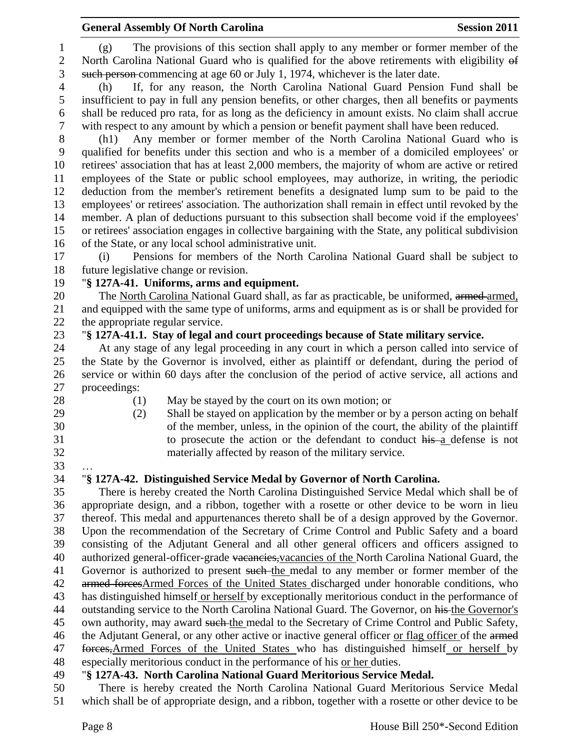(g) The provisions of this section shall apply to any member or former member of the North Carolina National Guard who is qualified for the above retirements with eligibility ~~of such person~~ commencing at age 60 or July 1, 1974, whichever is the later date.

(h) If, for any reason, the North Carolina National Guard Pension Fund shall be insufficient to pay in full any pension benefits, or other charges, then all benefits or payments shall be reduced pro rata, for as long as the deficiency in amount exists. No claim shall accrue with respect to any amount by which a pension or benefit payment shall have been reduced.

(h1) Any member or former member of the North Carolina National Guard who is qualified for benefits under this section and who is a member of a domiciled employees' or retirees' association that has at least 2,000 members, the majority of whom are active or retired employees of the State or public school employees, may authorize, in writing, the periodic deduction from the member's retirement benefits a designated lump sum to be paid to the employees' or retirees' association. The authorization shall remain in effect until revoked by the member. A plan of deductions pursuant to this subsection shall become void if the employees' or retirees' association engages in collective bargaining with the State, any political subdivision of the State, or any local school administrative unit.

(i) Pensions for members of the North Carolina National Guard shall be subject to future legislative change or revision.

"**§ 127A-41. Uniforms, arms and equipment.**

The North Carolina National Guard shall, as far as practicable, be uniformed, ~~armed~~ armed, and equipped with the same type of uniforms, arms and equipment as is or shall be provided for the appropriate regular service.

"**§ 127A-41.1. Stay of legal and court proceedings because of State military service.**

At any stage of any legal proceeding in any court in which a person called into service of the State by the Governor is involved, either as plaintiff or defendant, during the period of service or within 60 days after the conclusion of the period of active service, all actions and proceedings:

(1) May be stayed by the court on its own motion; or

(2) Shall be stayed on application by the member or by a person acting on behalf of the member, unless, in the opinion of the court, the ability of the plaintiff to prosecute the action or the defendant to conduct ~~his~~ a defense is not materially affected by reason of the military service.

…

"**§ 127A-42. Distinguished Service Medal by Governor of North Carolina.**

There is hereby created the North Carolina Distinguished Service Medal which shall be of appropriate design, and a ribbon, together with a rosette or other device to be worn in lieu thereof. This medal and appurtenances thereto shall be of a design approved by the Governor. Upon the recommendation of the Secretary of Crime Control and Public Safety and a board consisting of the Adjutant General and all other general officers and officers assigned to authorized general-officer-grade ~~vacancies,~~ vacancies of the North Carolina National Guard, the Governor is authorized to present ~~such~~ the medal to any member or former member of the ~~armed forces~~ Armed Forces of the United States discharged under honorable conditions, who has distinguished himself or herself by exceptionally meritorious conduct in the performance of outstanding service to the North Carolina National Guard. The Governor, on ~~his~~ the Governor's own authority, may award ~~such~~ the medal to the Secretary of Crime Control and Public Safety, the Adjutant General, or any other active or inactive general officer or flag officer of the ~~armed forces,~~ Armed Forces of the United States who has distinguished himself or herself by especially meritorious conduct in the performance of his or her duties.

"**§ 127A-43. North Carolina National Guard Meritorious Service Medal.**

There is hereby created the North Carolina National Guard Meritorious Service Medal which shall be of appropriate design, and a ribbon, together with a rosette or other device to be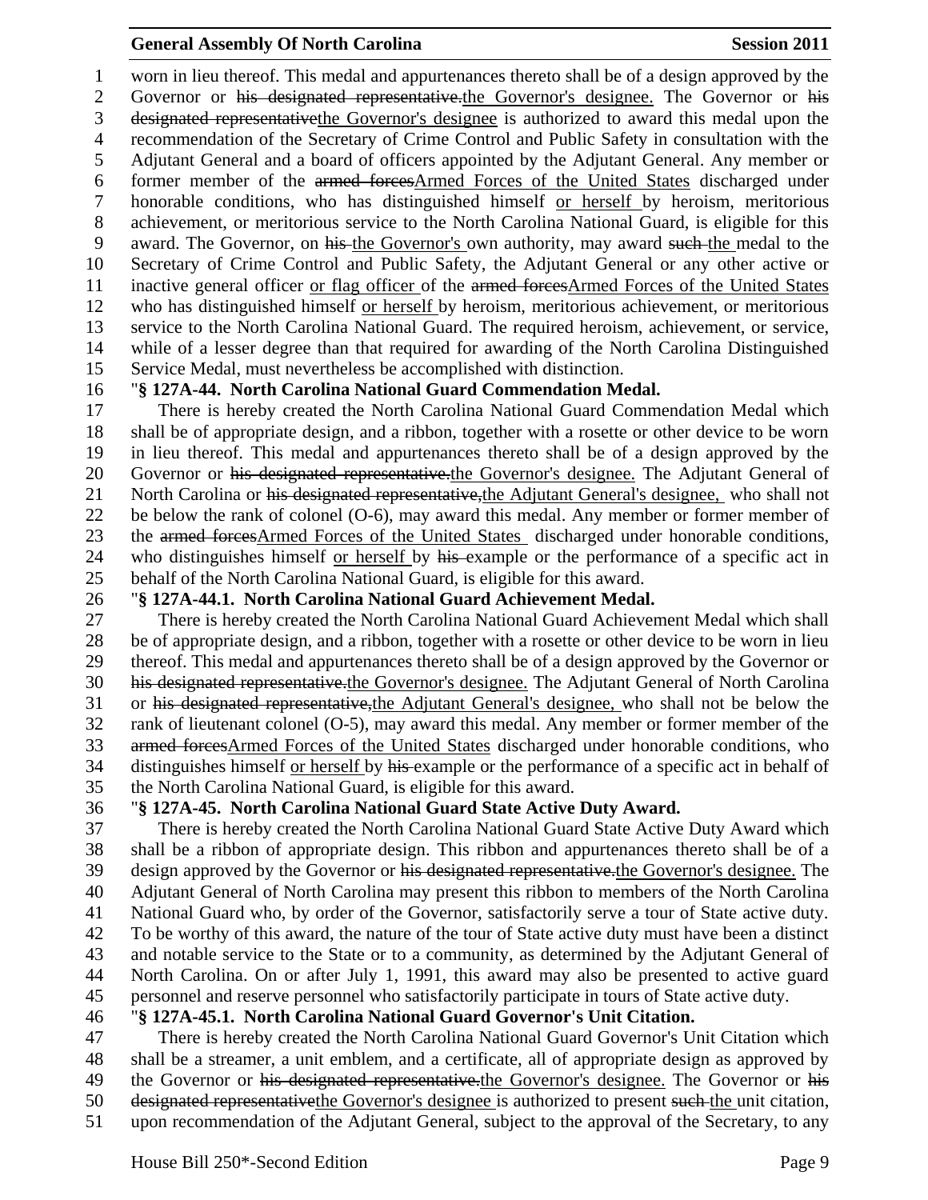worn in lieu thereof. This medal and appurtenances thereto shall be of a design approved by the Governor or ~~his designated representative.~~<u>the Governor's designee.</u> The Governor or ~~his designated representative~~<u>the Governor's designee</u> is authorized to award this medal upon the recommendation of the Secretary of Crime Control and Public Safety in consultation with the Adjutant General and a board of officers appointed by the Adjutant General. Any member or former member of the ~~armed forces~~<u>Armed Forces of the United States</u> discharged under honorable conditions, who has distinguished himself <u>or herself</u> by heroism, meritorious achievement, or meritorious service to the North Carolina National Guard, is eligible for this award. The Governor, on ~~his~~ <u>the Governor's</u> own authority, may award ~~such~~ <u>the</u> medal to the Secretary of Crime Control and Public Safety, the Adjutant General or any other active or inactive general officer <u>or flag officer</u> of the ~~armed forces~~<u>Armed Forces of the United States</u> who has distinguished himself <u>or herself</u> by heroism, meritorious achievement, or meritorious service to the North Carolina National Guard. The required heroism, achievement, or service, while of a lesser degree than that required for awarding of the North Carolina Distinguished Service Medal, must nevertheless be accomplished with distinction.

"**§ 127A-44. North Carolina National Guard Commendation Medal.**

There is hereby created the North Carolina National Guard Commendation Medal which shall be of appropriate design, and a ribbon, together with a rosette or other device to be worn in lieu thereof. This medal and appurtenances thereto shall be of a design approved by the Governor or ~~his designated representative.~~<u>the Governor's designee.</u> The Adjutant General of North Carolina or ~~his designated representative,~~<u>the Adjutant General's designee,</u> who shall not be below the rank of colonel (O-6), may award this medal. Any member or former member of the ~~armed forces~~<u>Armed Forces of the United States</u> discharged under honorable conditions, who distinguishes himself <u>or herself</u> by ~~his~~ example or the performance of a specific act in behalf of the North Carolina National Guard, is eligible for this award.

"**§ 127A-44.1. North Carolina National Guard Achievement Medal.**

There is hereby created the North Carolina National Guard Achievement Medal which shall be of appropriate design, and a ribbon, together with a rosette or other device to be worn in lieu thereof. This medal and appurtenances thereto shall be of a design approved by the Governor or ~~his designated representative.~~<u>the Governor's designee.</u> The Adjutant General of North Carolina or ~~his designated representative,~~<u>the Adjutant General's designee,</u> who shall not be below the rank of lieutenant colonel (O-5), may award this medal. Any member or former member of the ~~armed forces~~<u>Armed Forces of the United States</u> discharged under honorable conditions, who distinguishes himself <u>or herself</u> by ~~his~~ example or the performance of a specific act in behalf of the North Carolina National Guard, is eligible for this award.

"**§ 127A-45. North Carolina National Guard State Active Duty Award.**

There is hereby created the North Carolina National Guard State Active Duty Award which shall be a ribbon of appropriate design. This ribbon and appurtenances thereto shall be of a design approved by the Governor or ~~his designated representative.~~<u>the Governor's designee.</u> The Adjutant General of North Carolina may present this ribbon to members of the North Carolina National Guard who, by order of the Governor, satisfactorily serve a tour of State active duty. To be worthy of this award, the nature of the tour of State active duty must have been a distinct and notable service to the State or to a community, as determined by the Adjutant General of North Carolina. On or after July 1, 1991, this award may also be presented to active guard personnel and reserve personnel who satisfactorily participate in tours of State active duty.

"**§ 127A-45.1. North Carolina National Guard Governor's Unit Citation.**

There is hereby created the North Carolina National Guard Governor's Unit Citation which shall be a streamer, a unit emblem, and a certificate, all of appropriate design as approved by the Governor or ~~his designated representative.~~<u>the Governor's designee.</u> The Governor or ~~his designated representative~~<u>the Governor's designee</u> is authorized to present ~~such~~ <u>the</u> unit citation, upon recommendation of the Adjutant General, subject to the approval of the Secretary, to any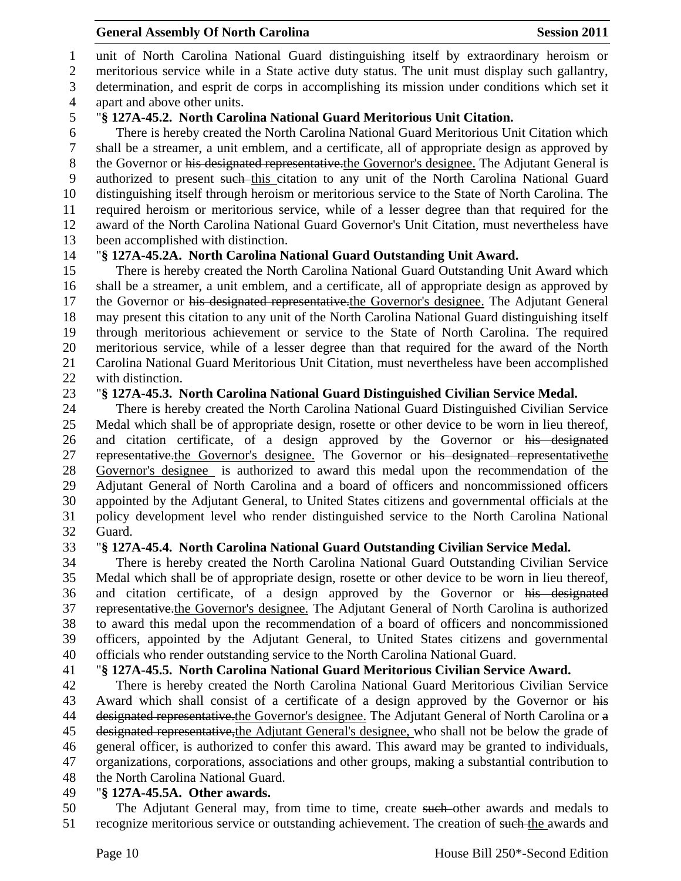unit of North Carolina National Guard distinguishing itself by extraordinary heroism or meritorious service while in a State active duty status. The unit must display such gallantry, determination, and esprit de corps in accomplishing its mission under conditions which set it apart and above other units.

"**§ 127A-45.2. North Carolina National Guard Meritorious Unit Citation.**

There is hereby created the North Carolina National Guard Meritorious Unit Citation which shall be a streamer, a unit emblem, and a certificate, all of appropriate design as approved by the Governor or ~~his designated representative.~~the Governor's designee. The Adjutant General is authorized to present ~~such~~ this citation to any unit of the North Carolina National Guard distinguishing itself through heroism or meritorious service to the State of North Carolina. The required heroism or meritorious service, while of a lesser degree than that required for the award of the North Carolina National Guard Governor's Unit Citation, must nevertheless have been accomplished with distinction.

"**§ 127A-45.2A. North Carolina National Guard Outstanding Unit Award.**

There is hereby created the North Carolina National Guard Outstanding Unit Award which shall be a streamer, a unit emblem, and a certificate, all of appropriate design as approved by the Governor or ~~his designated representative.~~the Governor's designee. The Adjutant General may present this citation to any unit of the North Carolina National Guard distinguishing itself through meritorious achievement or service to the State of North Carolina. The required meritorious service, while of a lesser degree than that required for the award of the North Carolina National Guard Meritorious Unit Citation, must nevertheless have been accomplished with distinction.

"**§ 127A-45.3. North Carolina National Guard Distinguished Civilian Service Medal.**

There is hereby created the North Carolina National Guard Distinguished Civilian Service Medal which shall be of appropriate design, rosette or other device to be worn in lieu thereof, and citation certificate, of a design approved by the Governor or ~~his designated representative.~~the Governor's designee. The Governor or ~~his designated representative~~the Governor's designee is authorized to award this medal upon the recommendation of the Adjutant General of North Carolina and a board of officers and noncommissioned officers appointed by the Adjutant General, to United States citizens and governmental officials at the policy development level who render distinguished service to the North Carolina National Guard.

"**§ 127A-45.4. North Carolina National Guard Outstanding Civilian Service Medal.**

There is hereby created the North Carolina National Guard Outstanding Civilian Service Medal which shall be of appropriate design, rosette or other device to be worn in lieu thereof, and citation certificate, of a design approved by the Governor or ~~his designated representative.~~the Governor's designee. The Adjutant General of North Carolina is authorized to award this medal upon the recommendation of a board of officers and noncommissioned officers, appointed by the Adjutant General, to United States citizens and governmental officials who render outstanding service to the North Carolina National Guard.

"**§ 127A-45.5. North Carolina National Guard Meritorious Civilian Service Award.**

There is hereby created the North Carolina National Guard Meritorious Civilian Service Award which shall consist of a certificate of a design approved by the Governor or ~~his designated representative.~~the Governor's designee. The Adjutant General of North Carolina or ~~a designated representative,~~the Adjutant General's designee, who shall not be below the grade of general officer, is authorized to confer this award. This award may be granted to individuals, organizations, corporations, associations and other groups, making a substantial contribution to the North Carolina National Guard.

"**§ 127A-45.5A. Other awards.**

The Adjutant General may, from time to time, create ~~such~~ other awards and medals to recognize meritorious service or outstanding achievement. The creation of ~~such~~ the awards and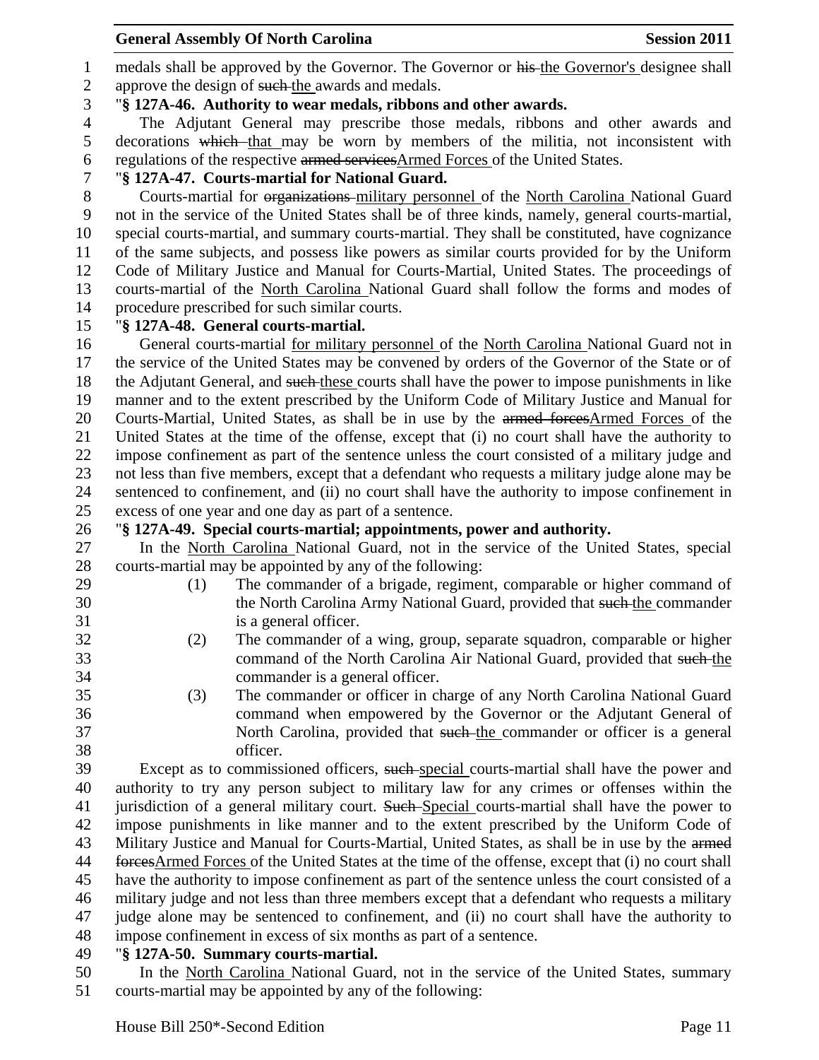medals shall be approved by the Governor. The Governor or ~~his~~ the Governor's designee shall approve the design of ~~such~~ the awards and medals.

"**§ 127A-46. Authority to wear medals, ribbons and other awards.**

The Adjutant General may prescribe those medals, ribbons and other awards and decorations ~~which~~ that may be worn by members of the militia, not inconsistent with regulations of the respective ~~armed services~~Armed Forces of the United States.

"**§ 127A-47. Courts-martial for National Guard.**

Courts-martial for ~~organizations~~ military personnel of the North Carolina National Guard not in the service of the United States shall be of three kinds, namely, general courts-martial, special courts-martial, and summary courts-martial. They shall be constituted, have cognizance of the same subjects, and possess like powers as similar courts provided for by the Uniform Code of Military Justice and Manual for Courts-Martial, United States. The proceedings of courts-martial of the North Carolina National Guard shall follow the forms and modes of procedure prescribed for such similar courts.

"**§ 127A-48. General courts-martial.**

General courts-martial for military personnel of the North Carolina National Guard not in the service of the United States may be convened by orders of the Governor of the State or of the Adjutant General, and ~~such~~ these courts shall have the power to impose punishments in like manner and to the extent prescribed by the Uniform Code of Military Justice and Manual for Courts-Martial, United States, as shall be in use by the ~~armed forces~~Armed Forces of the United States at the time of the offense, except that (i) no court shall have the authority to impose confinement as part of the sentence unless the court consisted of a military judge and not less than five members, except that a defendant who requests a military judge alone may be sentenced to confinement, and (ii) no court shall have the authority to impose confinement in excess of one year and one day as part of a sentence.

"**§ 127A-49. Special courts-martial; appointments, power and authority.**

In the North Carolina National Guard, not in the service of the United States, special courts-martial may be appointed by any of the following:

(1) The commander of a brigade, regiment, comparable or higher command of the North Carolina Army National Guard, provided that ~~such~~ the commander is a general officer.

(2) The commander of a wing, group, separate squadron, comparable or higher command of the North Carolina Air National Guard, provided that ~~such~~ the commander is a general officer.

(3) The commander or officer in charge of any North Carolina National Guard command when empowered by the Governor or the Adjutant General of North Carolina, provided that ~~such~~ the commander or officer is a general officer.

Except as to commissioned officers, ~~such~~ special courts-martial shall have the power and authority to try any person subject to military law for any crimes or offenses within the jurisdiction of a general military court. ~~Such~~ Special courts-martial shall have the power to impose punishments in like manner and to the extent prescribed by the Uniform Code of Military Justice and Manual for Courts-Martial, United States, as shall be in use by the ~~armed forces~~Armed Forces of the United States at the time of the offense, except that (i) no court shall have the authority to impose confinement as part of the sentence unless the court consisted of a military judge and not less than three members except that a defendant who requests a military judge alone may be sentenced to confinement, and (ii) no court shall have the authority to impose confinement in excess of six months as part of a sentence.

"**§ 127A-50. Summary courts-martial.**

In the North Carolina National Guard, not in the service of the United States, summary courts-martial may be appointed by any of the following: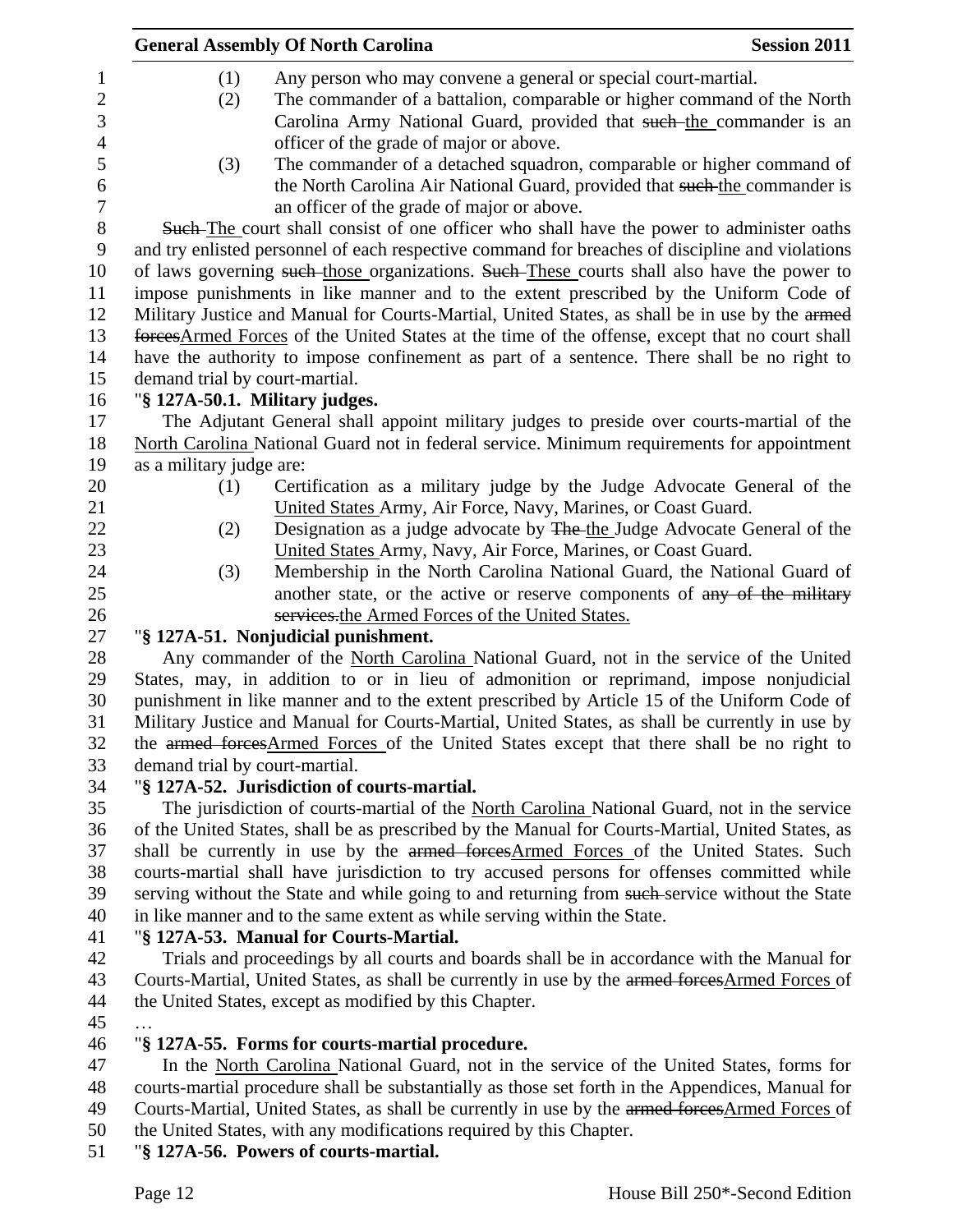(1) Any person who may convene a general or special court-martial.

(2) The commander of a battalion, comparable or higher command of the North Carolina Army National Guard, provided that ~~such~~ the commander is an officer of the grade of major or above.

(3) The commander of a detached squadron, comparable or higher command of the North Carolina Air National Guard, provided that ~~such~~ the commander is an officer of the grade of major or above.

~~Such~~ The court shall consist of one officer who shall have the power to administer oaths and try enlisted personnel of each respective command for breaches of discipline and violations of laws governing ~~such~~ those organizations. ~~Such~~ These courts shall also have the power to impose punishments in like manner and to the extent prescribed by the Uniform Code of Military Justice and Manual for Courts-Martial, United States, as shall be in use by the ~~armed forces~~Armed Forces of the United States at the time of the offense, except that no court shall have the authority to impose confinement as part of a sentence. There shall be no right to demand trial by court-martial.

"**§ 127A-50.1. Military judges.**

The Adjutant General shall appoint military judges to preside over courts-martial of the North Carolina National Guard not in federal service. Minimum requirements for appointment as a military judge are:

(1) Certification as a military judge by the Judge Advocate General of the United States Army, Air Force, Navy, Marines, or Coast Guard.

(2) Designation as a judge advocate by ~~The~~ the Judge Advocate General of the United States Army, Navy, Air Force, Marines, or Coast Guard.

(3) Membership in the North Carolina National Guard, the National Guard of another state, or the active or reserve components of ~~any of the military services.~~the Armed Forces of the United States.

"**§ 127A-51. Nonjudicial punishment.**

Any commander of the North Carolina National Guard, not in the service of the United States, may, in addition to or in lieu of admonition or reprimand, impose nonjudicial punishment in like manner and to the extent prescribed by Article 15 of the Uniform Code of Military Justice and Manual for Courts-Martial, United States, as shall be currently in use by the ~~armed forces~~Armed Forces of the United States except that there shall be no right to demand trial by court-martial.

"**§ 127A-52. Jurisdiction of courts-martial.**

The jurisdiction of courts-martial of the North Carolina National Guard, not in the service of the United States, shall be as prescribed by the Manual for Courts-Martial, United States, as shall be currently in use by the ~~armed forces~~Armed Forces of the United States. Such courts-martial shall have jurisdiction to try accused persons for offenses committed while serving without the State and while going to and returning from ~~such~~ service without the State in like manner and to the same extent as while serving within the State.

"**§ 127A-53. Manual for Courts-Martial.**

Trials and proceedings by all courts and boards shall be in accordance with the Manual for Courts-Martial, United States, as shall be currently in use by the ~~armed forces~~Armed Forces of the United States, except as modified by this Chapter.

…

"**§ 127A-55. Forms for courts-martial procedure.**

In the North Carolina National Guard, not in the service of the United States, forms for courts-martial procedure shall be substantially as those set forth in the Appendices, Manual for Courts-Martial, United States, as shall be currently in use by the ~~armed forces~~Armed Forces of the United States, with any modifications required by this Chapter.

"**§ 127A-56. Powers of courts-martial.**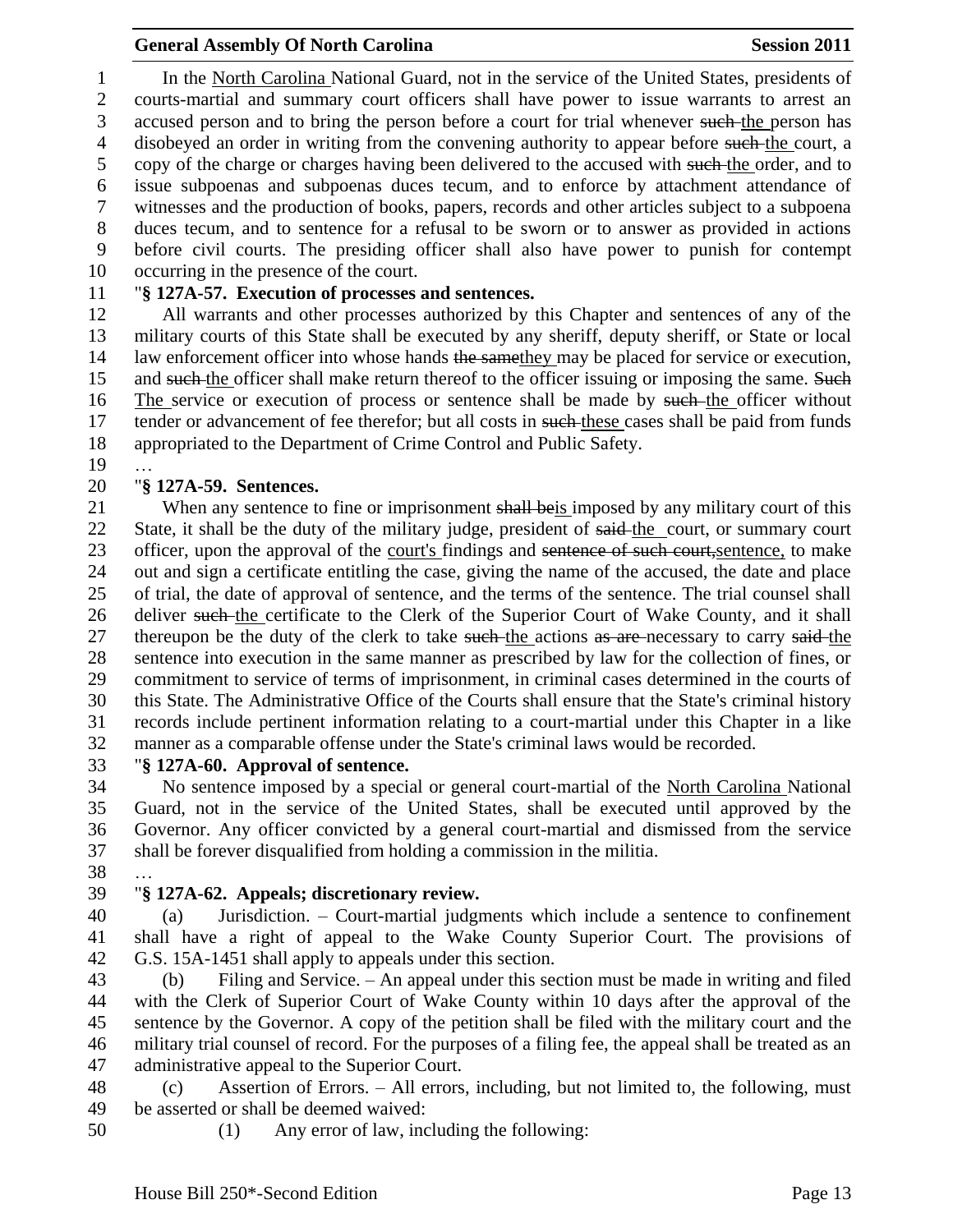In the North Carolina National Guard, not in the service of the United States, presidents of courts-martial and summary court officers shall have power to issue warrants to arrest an accused person and to bring the person before a court for trial whenever such the person has disobeyed an order in writing from the convening authority to appear before such the court, a copy of the charge or charges having been delivered to the accused with such the order, and to issue subpoenas and subpoenas duces tecum, and to enforce by attachment attendance of witnesses and the production of books, papers, records and other articles subject to a subpoena duces tecum, and to sentence for a refusal to be sworn or to answer as provided in actions before civil courts. The presiding officer shall also have power to punish for contempt occurring in the presence of the court.

"**§ 127A-57. Execution of processes and sentences.**

All warrants and other processes authorized by this Chapter and sentences of any of the military courts of this State shall be executed by any sheriff, deputy sheriff, or State or local law enforcement officer into whose hands the samethey may be placed for service or execution, and such the officer shall make return thereof to the officer issuing or imposing the same. Such The service or execution of process or sentence shall be made by such the officer without tender or advancement of fee therefor; but all costs in such these cases shall be paid from funds appropriated to the Department of Crime Control and Public Safety.

…

"**§ 127A-59. Sentences.**

When any sentence to fine or imprisonment shall beis imposed by any military court of this State, it shall be the duty of the military judge, president of said the court, or summary court officer, upon the approval of the court's findings and sentence of such court,sentence, to make out and sign a certificate entitling the case, giving the name of the accused, the date and place of trial, the date of approval of sentence, and the terms of the sentence. The trial counsel shall deliver such the certificate to the Clerk of the Superior Court of Wake County, and it shall thereupon be the duty of the clerk to take such the actions as are necessary to carry said the sentence into execution in the same manner as prescribed by law for the collection of fines, or commitment to service of terms of imprisonment, in criminal cases determined in the courts of this State. The Administrative Office of the Courts shall ensure that the State's criminal history records include pertinent information relating to a court-martial under this Chapter in a like manner as a comparable offense under the State's criminal laws would be recorded.

"**§ 127A-60. Approval of sentence.**

No sentence imposed by a special or general court-martial of the North Carolina National Guard, not in the service of the United States, shall be executed until approved by the Governor. Any officer convicted by a general court-martial and dismissed from the service shall be forever disqualified from holding a commission in the militia.

…

"**§ 127A-62. Appeals; discretionary review.**

(a) Jurisdiction. – Court-martial judgments which include a sentence to confinement shall have a right of appeal to the Wake County Superior Court. The provisions of G.S. 15A-1451 shall apply to appeals under this section.

(b) Filing and Service. – An appeal under this section must be made in writing and filed with the Clerk of Superior Court of Wake County within 10 days after the approval of the sentence by the Governor. A copy of the petition shall be filed with the military court and the military trial counsel of record. For the purposes of a filing fee, the appeal shall be treated as an administrative appeal to the Superior Court.

(c) Assertion of Errors. – All errors, including, but not limited to, the following, must be asserted or shall be deemed waived:

(1) Any error of law, including the following: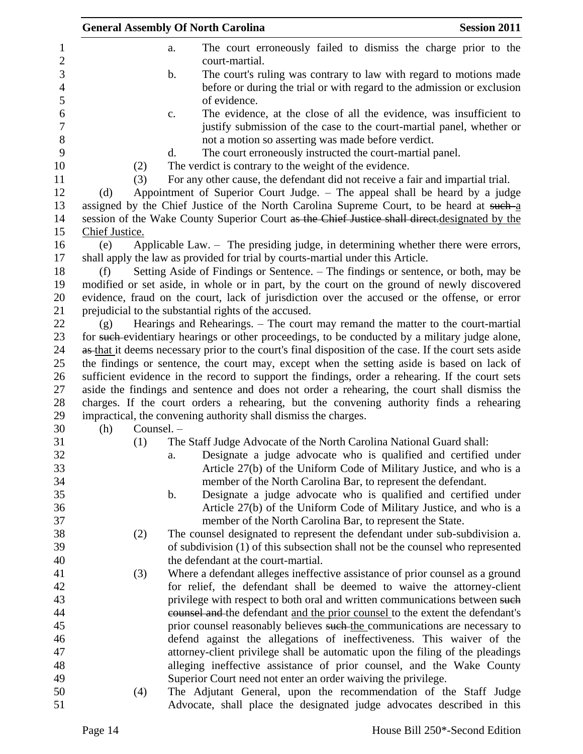a. The court erroneously failed to dismiss the charge prior to the court-martial.

b. The court's ruling was contrary to law with regard to motions made before or during the trial or with regard to the admission or exclusion of evidence.

c. The evidence, at the close of all the evidence, was insufficient to justify submission of the case to the court-martial panel, whether or not a motion so asserting was made before verdict.

d. The court erroneously instructed the court-martial panel.

(2) The verdict is contrary to the weight of the evidence.

(3) For any other cause, the defendant did not receive a fair and impartial trial.

(d) Appointment of Superior Court Judge. – The appeal shall be heard by a judge assigned by the Chief Justice of the North Carolina Supreme Court, to be heard at ~~such~~ a session of the Wake County Superior Court ~~as the Chief Justice shall direct.~~designated by the Chief Justice.

(e) Applicable Law. – The presiding judge, in determining whether there were errors, shall apply the law as provided for trial by courts-martial under this Article.

(f) Setting Aside of Findings or Sentence. – The findings or sentence, or both, may be modified or set aside, in whole or in part, by the court on the ground of newly discovered evidence, fraud on the court, lack of jurisdiction over the accused or the offense, or error prejudicial to the substantial rights of the accused.

(g) Hearings and Rehearings. – The court may remand the matter to the court-martial for ~~such~~ evidentiary hearings or other proceedings, to be conducted by a military judge alone, ~~as~~ that it deems necessary prior to the court's final disposition of the case. If the court sets aside the findings or sentence, the court may, except when the setting aside is based on lack of sufficient evidence in the record to support the findings, order a rehearing. If the court sets aside the findings and sentence and does not order a rehearing, the court shall dismiss the charges. If the court orders a rehearing, but the convening authority finds a rehearing impractical, the convening authority shall dismiss the charges.

(h) Counsel. –

(1) The Staff Judge Advocate of the North Carolina National Guard shall:

a. Designate a judge advocate who is qualified and certified under Article 27(b) of the Uniform Code of Military Justice, and who is a member of the North Carolina Bar, to represent the defendant.

b. Designate a judge advocate who is qualified and certified under Article 27(b) of the Uniform Code of Military Justice, and who is a member of the North Carolina Bar, to represent the State.

(2) The counsel designated to represent the defendant under sub-subdivision a. of subdivision (1) of this subsection shall not be the counsel who represented the defendant at the court-martial.

(3) Where a defendant alleges ineffective assistance of prior counsel as a ground for relief, the defendant shall be deemed to waive the attorney-client privilege with respect to both oral and written communications between ~~such counsel and~~ the defendant and the prior counsel to the extent the defendant's prior counsel reasonably believes ~~such~~ the communications are necessary to defend against the allegations of ineffectiveness. This waiver of the attorney-client privilege shall be automatic upon the filing of the pleadings alleging ineffective assistance of prior counsel, and the Wake County Superior Court need not enter an order waiving the privilege.

(4) The Adjutant General, upon the recommendation of the Staff Judge Advocate, shall place the designated judge advocates described in this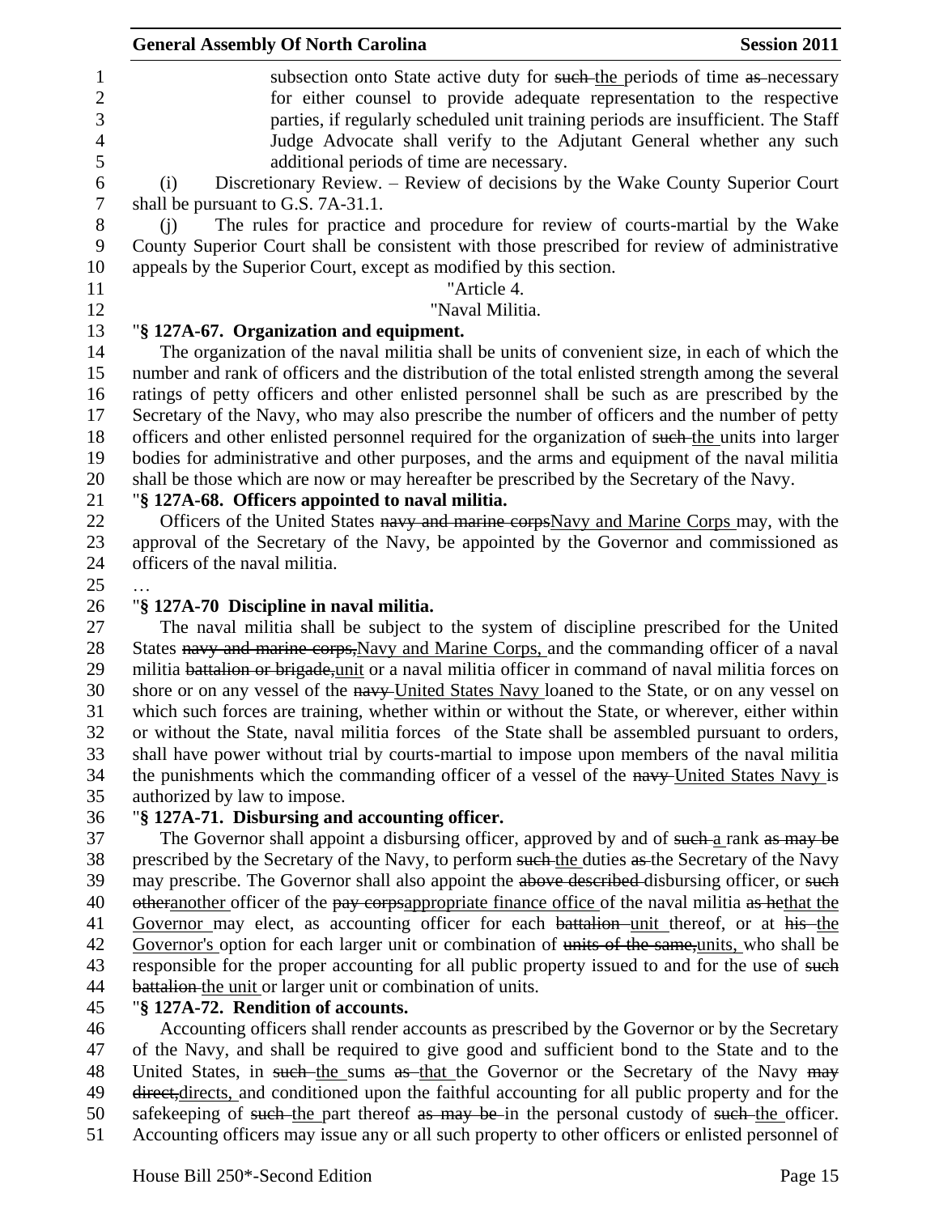subsection onto State active duty for ~~such~~ the periods of time ~~as~~ necessary for either counsel to provide adequate representation to the respective parties, if regularly scheduled unit training periods are insufficient. The Staff Judge Advocate shall verify to the Adjutant General whether any such additional periods of time are necessary.

(i) Discretionary Review. – Review of decisions by the Wake County Superior Court shall be pursuant to G.S. 7A-31.1.

(j) The rules for practice and procedure for review of courts-martial by the Wake County Superior Court shall be consistent with those prescribed for review of administrative appeals by the Superior Court, except as modified by this section.

"Article 4.

"Naval Militia.

"**§ 127A-67. Organization and equipment.**

The organization of the naval militia shall be units of convenient size, in each of which the number and rank of officers and the distribution of the total enlisted strength among the several ratings of petty officers and other enlisted personnel shall be such as are prescribed by the Secretary of the Navy, who may also prescribe the number of officers and the number of petty officers and other enlisted personnel required for the organization of ~~such~~ the units into larger bodies for administrative and other purposes, and the arms and equipment of the naval militia shall be those which are now or may hereafter be prescribed by the Secretary of the Navy.

"**§ 127A-68. Officers appointed to naval militia.**

Officers of the United States ~~navy and marine corps~~Navy and Marine Corps may, with the approval of the Secretary of the Navy, be appointed by the Governor and commissioned as officers of the naval militia.

…

"**§ 127A-70 Discipline in naval militia.**

The naval militia shall be subject to the system of discipline prescribed for the United States ~~navy and marine corps,~~Navy and Marine Corps, and the commanding officer of a naval militia ~~battalion or brigade,~~unit or a naval militia officer in command of naval militia forces on shore or on any vessel of the ~~navy~~ United States Navy loaned to the State, or on any vessel on which such forces are training, whether within or without the State, or wherever, either within or without the State, naval militia forces of the State shall be assembled pursuant to orders, shall have power without trial by courts-martial to impose upon members of the naval militia the punishments which the commanding officer of a vessel of the ~~navy~~ United States Navy is authorized by law to impose.

"**§ 127A-71. Disbursing and accounting officer.**

The Governor shall appoint a disbursing officer, approved by and of ~~such~~ a rank ~~as may be~~ prescribed by the Secretary of the Navy, to perform ~~such~~ the duties ~~as~~ the Secretary of the Navy may prescribe. The Governor shall also appoint the ~~above described~~ disbursing officer, or ~~such other~~another officer of the ~~pay corps~~appropriate finance office of the naval militia ~~as he~~that the Governor may elect, as accounting officer for each ~~battalion~~ unit thereof, or at ~~his~~ the Governor's option for each larger unit or combination of ~~units of the same,~~units, who shall be responsible for the proper accounting for all public property issued to and for the use of ~~such battalion~~ the unit or larger unit or combination of units.

"**§ 127A-72. Rendition of accounts.**

Accounting officers shall render accounts as prescribed by the Governor or by the Secretary of the Navy, and shall be required to give good and sufficient bond to the State and to the United States, in ~~such~~ the sums ~~as~~ that the Governor or the Secretary of the Navy ~~may direct,~~directs, and conditioned upon the faithful accounting for all public property and for the safekeeping of ~~such~~ the part thereof ~~as may be~~ in the personal custody of ~~such~~ the officer. Accounting officers may issue any or all such property to other officers or enlisted personnel of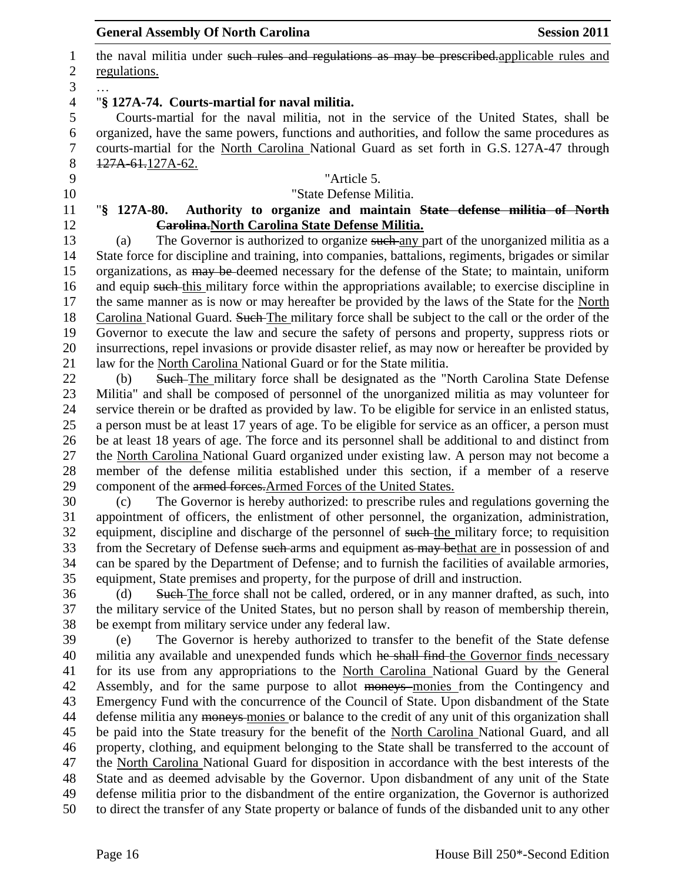the naval militia under ~~such rules and regulations as may be prescribed.~~<u>applicable rules and regulations.</u>

…

"**§ 127A-74. Courts-martial for naval militia.**

Courts-martial for the naval militia, not in the service of the United States, shall be organized, have the same powers, functions and authorities, and follow the same procedures as courts-martial for the <u>North Carolina</u> National Guard as set forth in G.S. 127A-47 through ~~127A-61.~~<u>127A-62.</u>

"Article 5.

"State Defense Militia.

"**§ 127A-80. Authority to organize and maintain ~~State defense militia of North Carolina.~~<u>North Carolina State Defense Militia.</u>**

(a) The Governor is authorized to organize ~~such~~ <u>any</u> part of the unorganized militia as a State force for discipline and training, into companies, battalions, regiments, brigades or similar organizations, as ~~may be~~ deemed necessary for the defense of the State; to maintain, uniform and equip ~~such~~ <u>this</u> military force within the appropriations available; to exercise discipline in the same manner as is now or may hereafter be provided by the laws of the State for the <u>North Carolina</u> National Guard. ~~Such~~ <u>The</u> military force shall be subject to the call or the order of the Governor to execute the law and secure the safety of persons and property, suppress riots or insurrections, repel invasions or provide disaster relief, as may now or hereafter be provided by law for the <u>North Carolina</u> National Guard or for the State militia.

(b) ~~Such~~ <u>The</u> military force shall be designated as the "North Carolina State Defense Militia" and shall be composed of personnel of the unorganized militia as may volunteer for service therein or be drafted as provided by law. To be eligible for service in an enlisted status, a person must be at least 17 years of age. To be eligible for service as an officer, a person must be at least 18 years of age. The force and its personnel shall be additional to and distinct from the <u>North Carolina</u> National Guard organized under existing law. A person may not become a member of the defense militia established under this section, if a member of a reserve component of the ~~armed forces.~~<u>Armed Forces of the United States.</u>

(c) The Governor is hereby authorized: to prescribe rules and regulations governing the appointment of officers, the enlistment of other personnel, the organization, administration, equipment, discipline and discharge of the personnel of ~~such~~ <u>the</u> military force; to requisition from the Secretary of Defense ~~such~~ arms and equipment ~~as may be~~<u>that are</u> in possession of and can be spared by the Department of Defense; and to furnish the facilities of available armories, equipment, State premises and property, for the purpose of drill and instruction.

(d) ~~Such~~ <u>The</u> force shall not be called, ordered, or in any manner drafted, as such, into the military service of the United States, but no person shall by reason of membership therein, be exempt from military service under any federal law.

(e) The Governor is hereby authorized to transfer to the benefit of the State defense militia any available and unexpended funds which ~~he shall find~~ <u>the Governor finds</u> necessary for its use from any appropriations to the <u>North Carolina</u> National Guard by the General Assembly, and for the same purpose to allot ~~moneys~~ <u>monies</u> from the Contingency and Emergency Fund with the concurrence of the Council of State. Upon disbandment of the State defense militia any ~~moneys~~ <u>monies</u> or balance to the credit of any unit of this organization shall be paid into the State treasury for the benefit of the <u>North Carolina</u> National Guard, and all property, clothing, and equipment belonging to the State shall be transferred to the account of the <u>North Carolina</u> National Guard for disposition in accordance with the best interests of the State and as deemed advisable by the Governor. Upon disbandment of any unit of the State defense militia prior to the disbandment of the entire organization, the Governor is authorized to direct the transfer of any State property or balance of funds of the disbanded unit to any other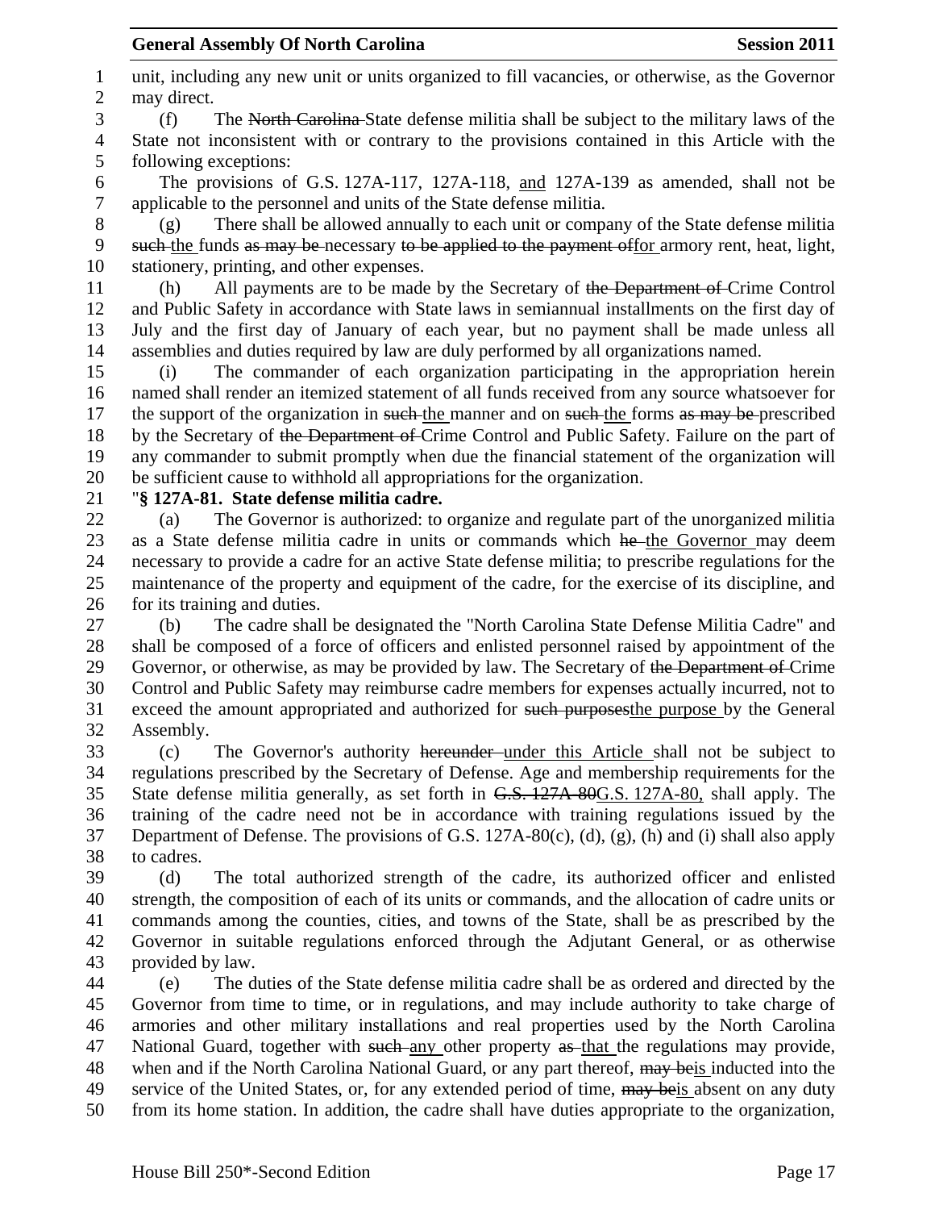unit, including any new unit or units organized to fill vacancies, or otherwise, as the Governor may direct.

(f) The ~~North Carolina~~ State defense militia shall be subject to the military laws of the State not inconsistent with or contrary to the provisions contained in this Article with the following exceptions:

The provisions of G.S. 127A-117, 127A-118, <u>and</u> 127A-139 as amended, shall not be applicable to the personnel and units of the State defense militia.

(g) There shall be allowed annually to each unit or company of the State defense militia ~~such~~ <u>the</u> funds ~~as may be~~ necessary ~~to be applied to the payment of~~<u>for</u> armory rent, heat, light, stationery, printing, and other expenses.

(h) All payments are to be made by the Secretary of ~~the Department of~~ Crime Control and Public Safety in accordance with State laws in semiannual installments on the first day of July and the first day of January of each year, but no payment shall be made unless all assemblies and duties required by law are duly performed by all organizations named.

(i) The commander of each organization participating in the appropriation herein named shall render an itemized statement of all funds received from any source whatsoever for the support of the organization in ~~such~~ <u>the</u> manner and on ~~such~~ <u>the</u> forms ~~as may be~~ prescribed by the Secretary of ~~the Department of~~ Crime Control and Public Safety. Failure on the part of any commander to submit promptly when due the financial statement of the organization will be sufficient cause to withhold all appropriations for the organization.

"**§ 127A-81. State defense militia cadre.**

(a) The Governor is authorized: to organize and regulate part of the unorganized militia as a State defense militia cadre in units or commands which ~~he~~ <u>the Governor</u> may deem necessary to provide a cadre for an active State defense militia; to prescribe regulations for the maintenance of the property and equipment of the cadre, for the exercise of its discipline, and for its training and duties.

(b) The cadre shall be designated the "North Carolina State Defense Militia Cadre" and shall be composed of a force of officers and enlisted personnel raised by appointment of the Governor, or otherwise, as may be provided by law. The Secretary of ~~the Department of~~ Crime Control and Public Safety may reimburse cadre members for expenses actually incurred, not to exceed the amount appropriated and authorized for ~~such purposes~~<u>the purpose</u> by the General Assembly.

(c) The Governor's authority ~~hereunder~~ <u>under this Article</u> shall not be subject to regulations prescribed by the Secretary of Defense. Age and membership requirements for the State defense militia generally, as set forth in ~~G.S. 127A-80~~<u>G.S. 127A-80,</u> shall apply. The training of the cadre need not be in accordance with training regulations issued by the Department of Defense. The provisions of G.S. 127A-80(c), (d), (g), (h) and (i) shall also apply to cadres.

(d) The total authorized strength of the cadre, its authorized officer and enlisted strength, the composition of each of its units or commands, and the allocation of cadre units or commands among the counties, cities, and towns of the State, shall be as prescribed by the Governor in suitable regulations enforced through the Adjutant General, or as otherwise provided by law.

(e) The duties of the State defense militia cadre shall be as ordered and directed by the Governor from time to time, or in regulations, and may include authority to take charge of armories and other military installations and real properties used by the North Carolina National Guard, together with ~~such~~ <u>any</u> other property ~~as~~ <u>that</u> the regulations may provide, when and if the North Carolina National Guard, or any part thereof, ~~may be~~<u>is</u> inducted into the service of the United States, or, for any extended period of time, ~~may be~~<u>is</u> absent on any duty from its home station. In addition, the cadre shall have duties appropriate to the organization,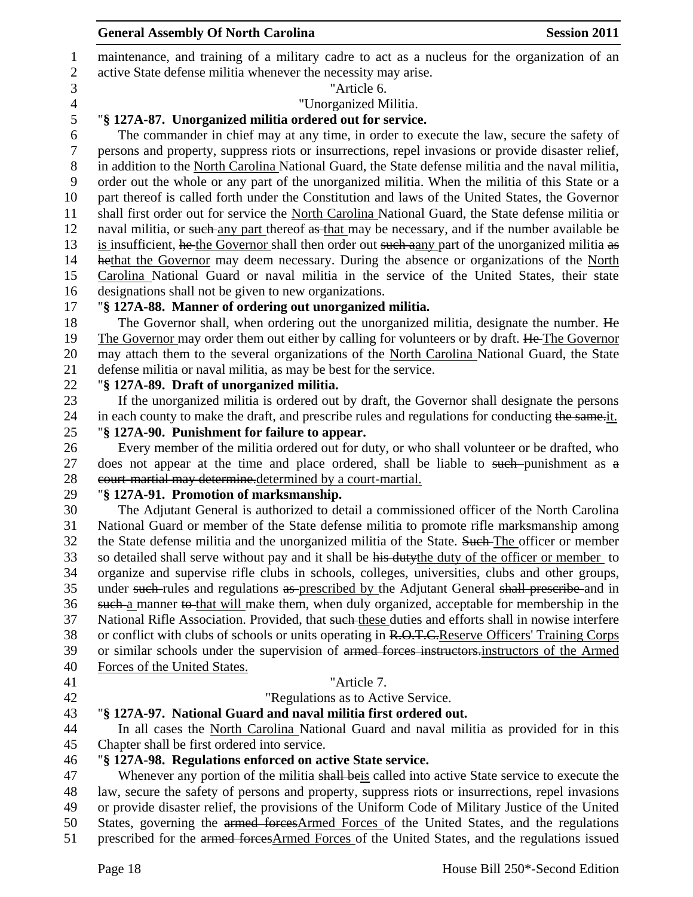maintenance, and training of a military cadre to act as a nucleus for the organization of an active State defense militia whenever the necessity may arise.

"Article 6.

"Unorganized Militia.

"**§ 127A-87. Unorganized militia ordered out for service.**

The commander in chief may at any time, in order to execute the law, secure the safety of persons and property, suppress riots or insurrections, repel invasions or provide disaster relief, in addition to the <u>North Carolina</u> National Guard, the State defense militia and the naval militia, order out the whole or any part of the unorganized militia. When the militia of this State or a part thereof is called forth under the Constitution and laws of the United States, the Governor shall first order out for service the <u>North Carolina</u> National Guard, the State defense militia or naval militia, or ~~such~~ <u>any part</u> thereof ~~as~~ <u>that</u> may be necessary, and if the number available ~~be~~ <u>is</u> insufficient, ~~he~~ <u>the Governor</u> shall then order out ~~such a~~<u>any</u> part of the unorganized militia ~~as he~~<u>that the Governor</u> may deem necessary. During the absence or organizations of the <u>North Carolina</u> National Guard or naval militia in the service of the United States, their state designations shall not be given to new organizations.

"**§ 127A-88. Manner of ordering out unorganized militia.**

The Governor shall, when ordering out the unorganized militia, designate the number. ~~He~~ <u>The Governor</u> may order them out either by calling for volunteers or by draft. ~~He~~ <u>The Governor</u> may attach them to the several organizations of the <u>North Carolina</u> National Guard, the State defense militia or naval militia, as may be best for the service.

"**§ 127A-89. Draft of unorganized militia.**

If the unorganized militia is ordered out by draft, the Governor shall designate the persons in each county to make the draft, and prescribe rules and regulations for conducting ~~the same.~~<u>it.</u>

"**§ 127A-90. Punishment for failure to appear.**

Every member of the militia ordered out for duty, or who shall volunteer or be drafted, who does not appear at the time and place ordered, shall be liable to ~~such~~ punishment as ~~a court-martial may determine.~~<u>determined by a court-martial.</u>

"**§ 127A-91. Promotion of marksmanship.**

The Adjutant General is authorized to detail a commissioned officer of the North Carolina National Guard or member of the State defense militia to promote rifle marksmanship among the State defense militia and the unorganized militia of the State. ~~Such~~ <u>The</u> officer or member so detailed shall serve without pay and it shall be ~~his duty~~<u>the duty of the officer or member</u> to organize and supervise rifle clubs in schools, colleges, universities, clubs and other groups, under ~~such~~ rules and regulations ~~as~~ <u>prescribed by</u> the Adjutant General ~~shall prescribe~~ and in ~~such~~ <u>a</u> manner ~~to~~ <u>that will</u> make them, when duly organized, acceptable for membership in the National Rifle Association. Provided, that ~~such~~ <u>these</u> duties and efforts shall in nowise interfere or conflict with clubs of schools or units operating in ~~R.O.T.C.~~<u>Reserve Officers' Training Corps</u> or similar schools under the supervision of ~~armed forces instructors.~~<u>instructors of the Armed Forces of the United States.</u>

"Article 7.

"Regulations as to Active Service.

"**§ 127A-97. National Guard and naval militia first ordered out.**

In all cases the <u>North Carolina</u> National Guard and naval militia as provided for in this Chapter shall be first ordered into service.

"**§ 127A-98. Regulations enforced on active State service.**

Whenever any portion of the militia ~~shall be~~<u>is</u> called into active State service to execute the law, secure the safety of persons and property, suppress riots or insurrections, repel invasions or provide disaster relief, the provisions of the Uniform Code of Military Justice of the United States, governing the ~~armed forces~~<u>Armed Forces</u> of the United States, and the regulations prescribed for the ~~armed forces~~<u>Armed Forces</u> of the United States, and the regulations issued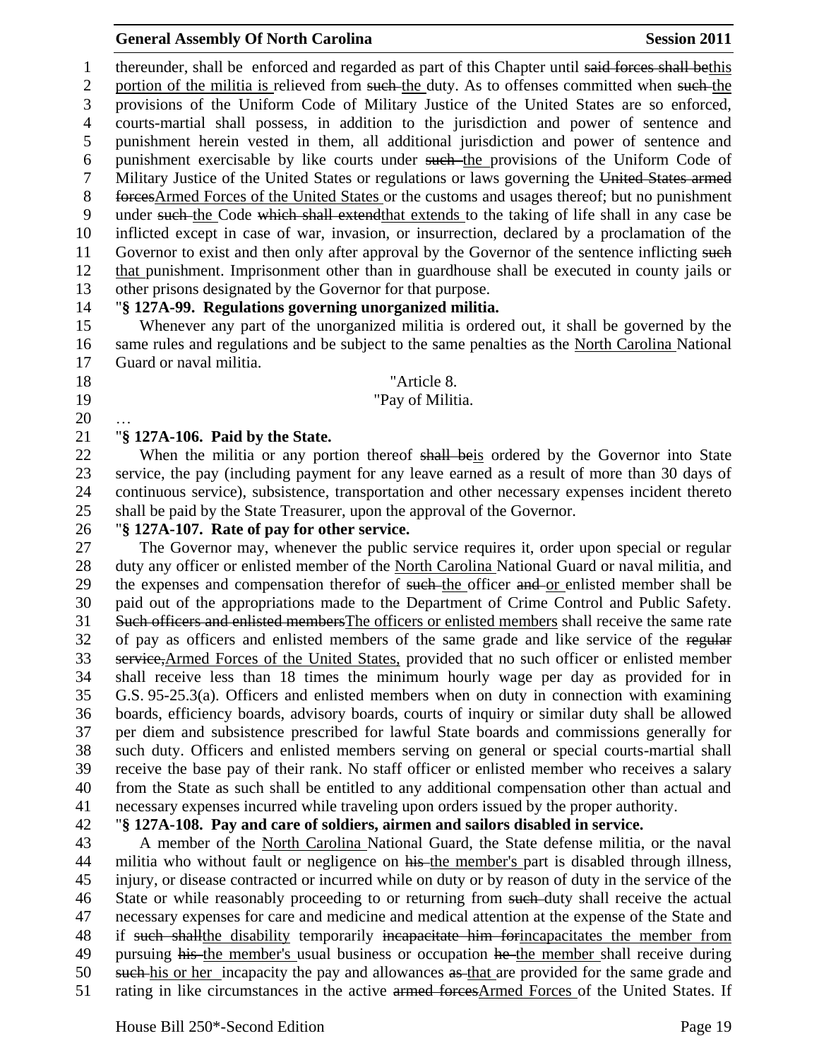thereunder, shall be enforced and regarded as part of this Chapter until ~~said forces shall be~~this portion of the militia is relieved from ~~such~~ the duty. As to offenses committed when ~~such~~ the provisions of the Uniform Code of Military Justice of the United States are so enforced, courts-martial shall possess, in addition to the jurisdiction and power of sentence and punishment herein vested in them, all additional jurisdiction and power of sentence and punishment exercisable by like courts under ~~such~~ the provisions of the Uniform Code of Military Justice of the United States or regulations or laws governing the ~~United States armed forces~~Armed Forces of the United States or the customs and usages thereof; but no punishment under ~~such~~ the Code ~~which shall extend~~that extends to the taking of life shall in any case be inflicted except in case of war, invasion, or insurrection, declared by a proclamation of the Governor to exist and then only after approval by the Governor of the sentence inflicting ~~such~~ that punishment. Imprisonment other than in guardhouse shall be executed in county jails or other prisons designated by the Governor for that purpose.

"**§ 127A-99. Regulations governing unorganized militia.**

Whenever any part of the unorganized militia is ordered out, it shall be governed by the same rules and regulations and be subject to the same penalties as the North Carolina National Guard or naval militia.

"Article 8.

"Pay of Militia.

…

"**§ 127A-106. Paid by the State.**

When the militia or any portion thereof ~~shall be~~is ordered by the Governor into State service, the pay (including payment for any leave earned as a result of more than 30 days of continuous service), subsistence, transportation and other necessary expenses incident thereto shall be paid by the State Treasurer, upon the approval of the Governor.

"**§ 127A-107. Rate of pay for other service.**

The Governor may, whenever the public service requires it, order upon special or regular duty any officer or enlisted member of the North Carolina National Guard or naval militia, and the expenses and compensation therefor of ~~such~~ the officer ~~and~~ or enlisted member shall be paid out of the appropriations made to the Department of Crime Control and Public Safety. ~~Such officers and enlisted members~~The officers or enlisted members shall receive the same rate of pay as officers and enlisted members of the same grade and like service of the ~~regular service,~~Armed Forces of the United States, provided that no such officer or enlisted member shall receive less than 18 times the minimum hourly wage per day as provided for in G.S. 95-25.3(a). Officers and enlisted members when on duty in connection with examining boards, efficiency boards, advisory boards, courts of inquiry or similar duty shall be allowed per diem and subsistence prescribed for lawful State boards and commissions generally for such duty. Officers and enlisted members serving on general or special courts-martial shall receive the base pay of their rank. No staff officer or enlisted member who receives a salary from the State as such shall be entitled to any additional compensation other than actual and necessary expenses incurred while traveling upon orders issued by the proper authority.

"**§ 127A-108. Pay and care of soldiers, airmen and sailors disabled in service.**

A member of the North Carolina National Guard, the State defense militia, or the naval militia who without fault or negligence on ~~his~~ the member's part is disabled through illness, injury, or disease contracted or incurred while on duty or by reason of duty in the service of the State or while reasonably proceeding to or returning from ~~such~~ duty shall receive the actual necessary expenses for care and medicine and medical attention at the expense of the State and if ~~such shall~~the disability temporarily ~~incapacitate him for~~incapacitates the member from pursuing ~~his~~ the member's usual business or occupation ~~he~~ the member shall receive during ~~such~~ his or her incapacity the pay and allowances ~~as~~ that are provided for the same grade and rating in like circumstances in the active ~~armed forces~~Armed Forces of the United States. If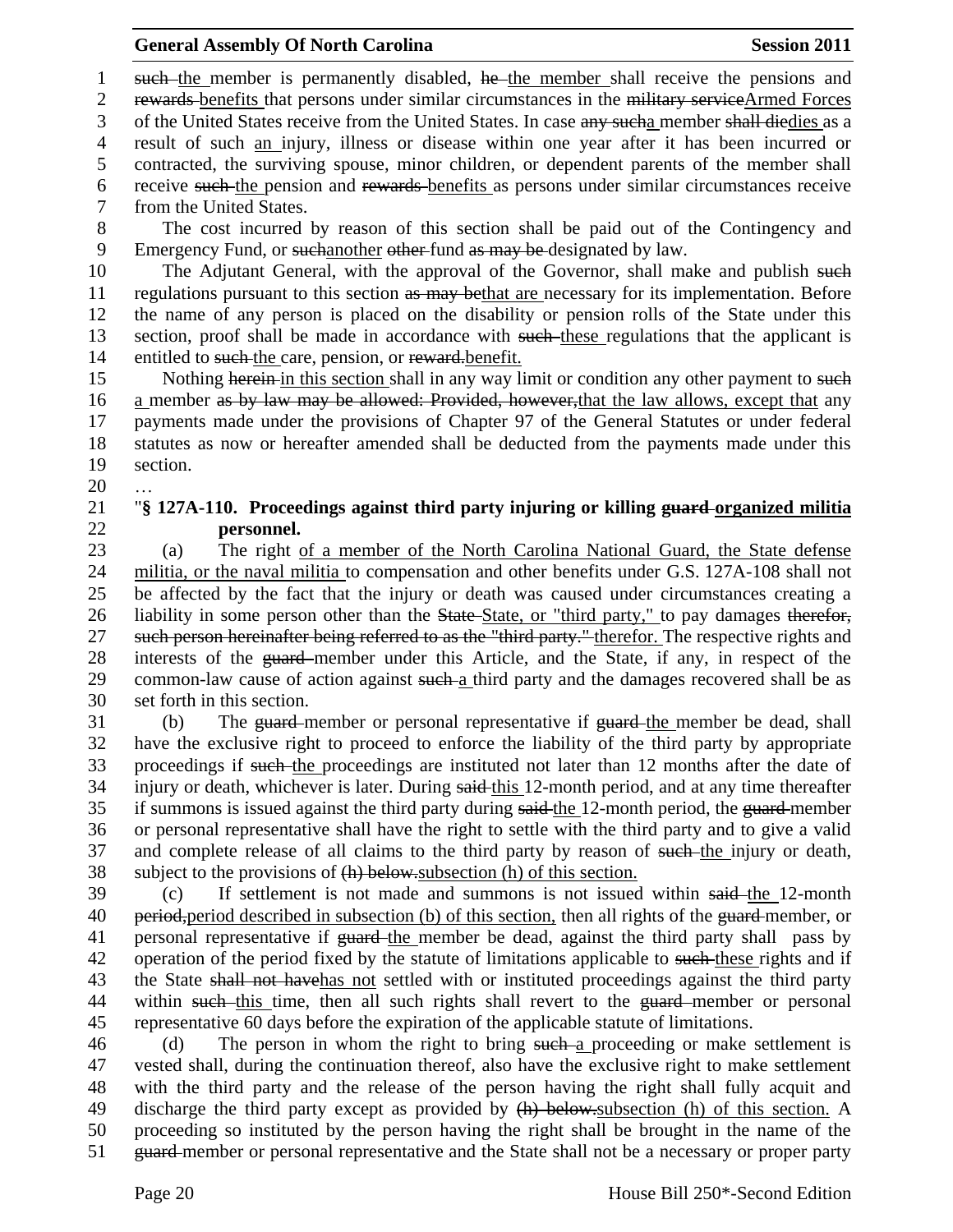such the member is permanently disabled, he the member shall receive the pensions and rewards benefits that persons under similar circumstances in the military serviceArmed Forces of the United States receive from the United States. In case any sucha member shall diedies as a result of such an injury, illness or disease within one year after it has been incurred or contracted, the surviving spouse, minor children, or dependent parents of the member shall receive such the pension and rewards benefits as persons under similar circumstances receive from the United States.

The cost incurred by reason of this section shall be paid out of the Contingency and Emergency Fund, or suchanother other fund as may be designated by law.

The Adjutant General, with the approval of the Governor, shall make and publish such regulations pursuant to this section as may bethat are necessary for its implementation. Before the name of any person is placed on the disability or pension rolls of the State under this section, proof shall be made in accordance with such these regulations that the applicant is entitled to such the care, pension, or reward.benefit.

Nothing herein in this section shall in any way limit or condition any other payment to such a member as by law may be allowed: Provided, however,that the law allows, except that any payments made under the provisions of Chapter 97 of the General Statutes or under federal statutes as now or hereafter amended shall be deducted from the payments made under this section.

…

"**§ 127A-110. Proceedings against third party injuring or killing guard organized militia personnel.**

(a) The right of a member of the North Carolina National Guard, the State defense militia, or the naval militia to compensation and other benefits under G.S. 127A-108 shall not be affected by the fact that the injury or death was caused under circumstances creating a liability in some person other than the State State, or "third party," to pay damages therefor, such person hereinafter being referred to as the "third party." therefor. The respective rights and interests of the guard member under this Article, and the State, if any, in respect of the common-law cause of action against such a third party and the damages recovered shall be as set forth in this section.

(b) The guard member or personal representative if guard the member be dead, shall have the exclusive right to proceed to enforce the liability of the third party by appropriate proceedings if such the proceedings are instituted not later than 12 months after the date of injury or death, whichever is later. During said this 12-month period, and at any time thereafter if summons is issued against the third party during said the 12-month period, the guard member or personal representative shall have the right to settle with the third party and to give a valid and complete release of all claims to the third party by reason of such the injury or death, subject to the provisions of (h) below.subsection (h) of this section.

(c) If settlement is not made and summons is not issued within said the 12-month period,period described in subsection (b) of this section, then all rights of the guard member, or personal representative if guard the member be dead, against the third party shall pass by operation of the period fixed by the statute of limitations applicable to such these rights and if the State shall not havehas not settled with or instituted proceedings against the third party within such this time, then all such rights shall revert to the guard member or personal representative 60 days before the expiration of the applicable statute of limitations.

(d) The person in whom the right to bring such a proceeding or make settlement is vested shall, during the continuation thereof, also have the exclusive right to make settlement with the third party and the release of the person having the right shall fully acquit and discharge the third party except as provided by (h) below.subsection (h) of this section. A proceeding so instituted by the person having the right shall be brought in the name of the guard member or personal representative and the State shall not be a necessary or proper party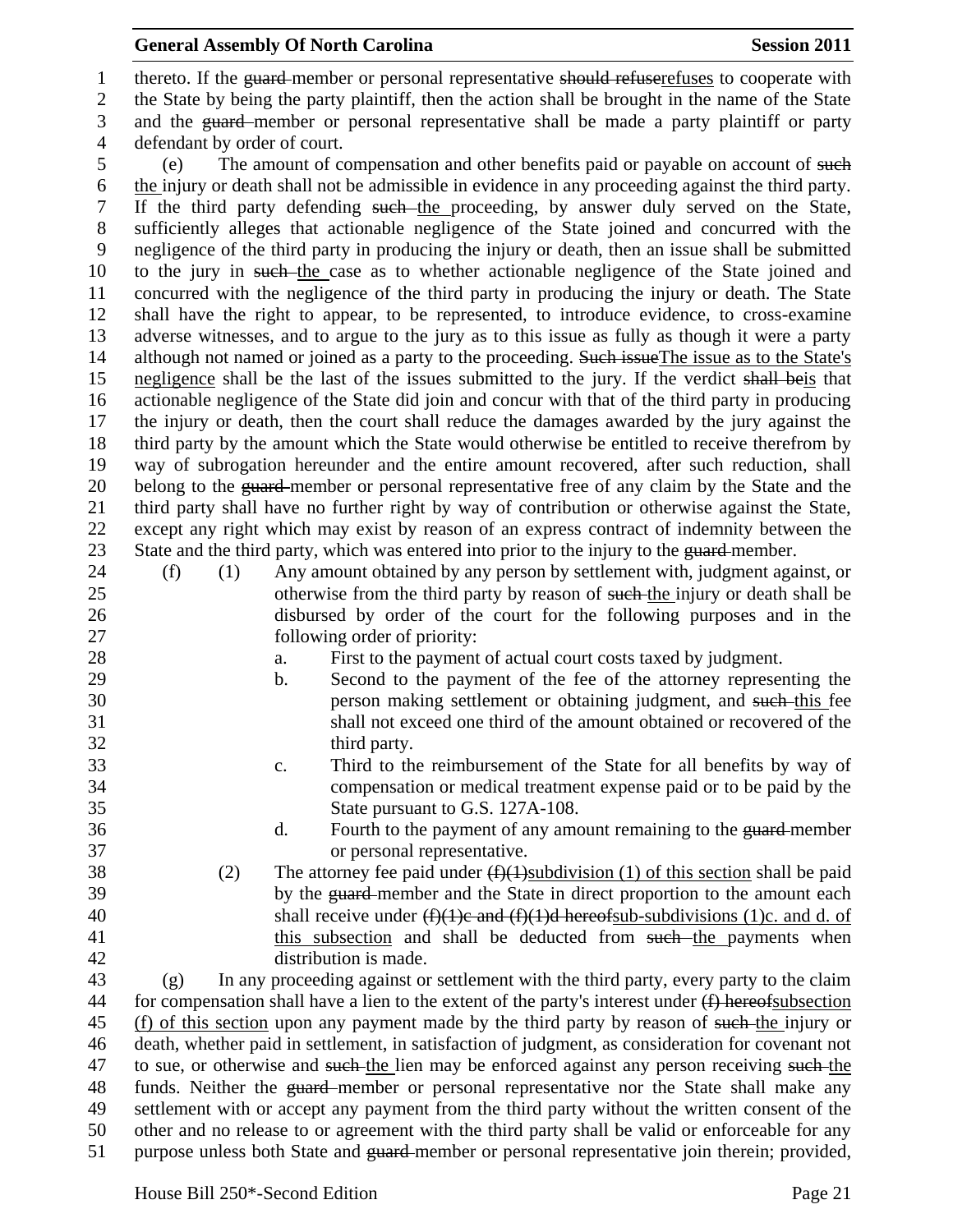thereto. If the ~~guard~~ member or personal representative ~~should refuse~~refuses to cooperate with the State by being the party plaintiff, then the action shall be brought in the name of the State and the ~~guard~~ member or personal representative shall be made a party plaintiff or party defendant by order of court.

(e) The amount of compensation and other benefits paid or payable on account of ~~such~~ the injury or death shall not be admissible in evidence in any proceeding against the third party. If the third party defending ~~such~~ the proceeding, by answer duly served on the State, sufficiently alleges that actionable negligence of the State joined and concurred with the negligence of the third party in producing the injury or death, then an issue shall be submitted to the jury in ~~such~~ the case as to whether actionable negligence of the State joined and concurred with the negligence of the third party in producing the injury or death. The State shall have the right to appear, to be represented, to introduce evidence, to cross-examine adverse witnesses, and to argue to the jury as to this issue as fully as though it were a party although not named or joined as a party to the proceeding. ~~Such issue~~The issue as to the State's negligence shall be the last of the issues submitted to the jury. If the verdict ~~shall be~~is that actionable negligence of the State did join and concur with that of the third party in producing the injury or death, then the court shall reduce the damages awarded by the jury against the third party by the amount which the State would otherwise be entitled to receive therefrom by way of subrogation hereunder and the entire amount recovered, after such reduction, shall belong to the ~~guard~~ member or personal representative free of any claim by the State and the third party shall have no further right by way of contribution or otherwise against the State, except any right which may exist by reason of an express contract of indemnity between the State and the third party, which was entered into prior to the injury to the ~~guard~~ member.

(f) (1) Any amount obtained by any person by settlement with, judgment against, or otherwise from the third party by reason of ~~such~~ the injury or death shall be disbursed by order of the court for the following purposes and in the following order of priority:

a. First to the payment of actual court costs taxed by judgment.

b. Second to the payment of the fee of the attorney representing the person making settlement or obtaining judgment, and ~~such~~ this fee shall not exceed one third of the amount obtained or recovered of the third party.

c. Third to the reimbursement of the State for all benefits by way of compensation or medical treatment expense paid or to be paid by the State pursuant to G.S. 127A-108.

d. Fourth to the payment of any amount remaining to the ~~guard~~ member or personal representative.

(2) The attorney fee paid under ~~(f)(1)~~subdivision (1) of this section shall be paid by the ~~guard~~ member and the State in direct proportion to the amount each shall receive under ~~(f)(1)c and (f)(1)d hereof~~sub-subdivisions (1)c. and d. of this subsection and shall be deducted from ~~such~~ the payments when distribution is made.

(g) In any proceeding against or settlement with the third party, every party to the claim for compensation shall have a lien to the extent of the party's interest under ~~(f) hereof~~subsection (f) of this section upon any payment made by the third party by reason of ~~such~~ the injury or death, whether paid in settlement, in satisfaction of judgment, as consideration for covenant not to sue, or otherwise and ~~such~~ the lien may be enforced against any person receiving ~~such~~ the funds. Neither the ~~guard~~ member or personal representative nor the State shall make any settlement with or accept any payment from the third party without the written consent of the other and no release to or agreement with the third party shall be valid or enforceable for any purpose unless both State and ~~guard~~ member or personal representative join therein; provided,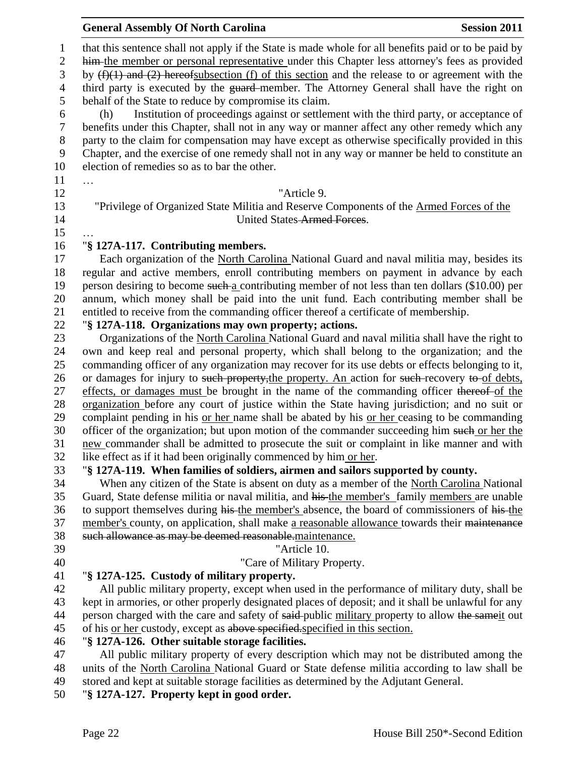that this sentence shall not apply if the State is made whole for all benefits paid or to be paid by ~~him~~ the member or personal representative under this Chapter less attorney's fees as provided by ~~(f)(1) and (2) hereof~~subsection (f) of this section and the release to or agreement with the third party is executed by the ~~guard~~ member. The Attorney General shall have the right on behalf of the State to reduce by compromise its claim.

(h) Institution of proceedings against or settlement with the third party, or acceptance of benefits under this Chapter, shall not in any way or manner affect any other remedy which any party to the claim for compensation may have except as otherwise specifically provided in this Chapter, and the exercise of one remedy shall not in any way or manner be held to constitute an election of remedies so as to bar the other.

…

"Article 9.

"Privilege of Organized State Militia and Reserve Components of the Armed Forces of the United States ~~Armed Forces~~.

…

"**§ 127A-117. Contributing members.**

Each organization of the North Carolina National Guard and naval militia may, besides its regular and active members, enroll contributing members on payment in advance by each person desiring to become ~~such~~ a contributing member of not less than ten dollars ($10.00) per annum, which money shall be paid into the unit fund. Each contributing member shall be entitled to receive from the commanding officer thereof a certificate of membership.

"**§ 127A-118. Organizations may own property; actions.**

Organizations of the North Carolina National Guard and naval militia shall have the right to own and keep real and personal property, which shall belong to the organization; and the commanding officer of any organization may recover for its use debts or effects belonging to it, or damages for injury to ~~such property,~~the property. An action for ~~such~~ recovery ~~to~~ of debts, effects, or damages must be brought in the name of the commanding officer ~~thereof~~ of the organization before any court of justice within the State having jurisdiction; and no suit or complaint pending in his or her name shall be abated by his or her ceasing to be commanding officer of the organization; but upon motion of the commander succeeding him ~~such~~ or her the new commander shall be admitted to prosecute the suit or complaint in like manner and with like effect as if it had been originally commenced by him or her.

"**§ 127A-119. When families of soldiers, airmen and sailors supported by county.**

When any citizen of the State is absent on duty as a member of the North Carolina National Guard, State defense militia or naval militia, and ~~his~~ the member's family members are unable to support themselves during ~~his~~ the member's absence, the board of commissioners of ~~his~~ the member's county, on application, shall make a reasonable allowance towards their ~~maintenance such allowance as may be deemed reasonable.~~maintenance.

"Article 10.

"Care of Military Property.

"**§ 127A-125. Custody of military property.**

All public military property, except when used in the performance of military duty, shall be kept in armories, or other properly designated places of deposit; and it shall be unlawful for any person charged with the care and safety of ~~said~~ public military property to allow ~~the same~~it out of his or her custody, except as ~~above specified.~~specified in this section.

"**§ 127A-126. Other suitable storage facilities.**

All public military property of every description which may not be distributed among the units of the North Carolina National Guard or State defense militia according to law shall be stored and kept at suitable storage facilities as determined by the Adjutant General.

"**§ 127A-127. Property kept in good order.**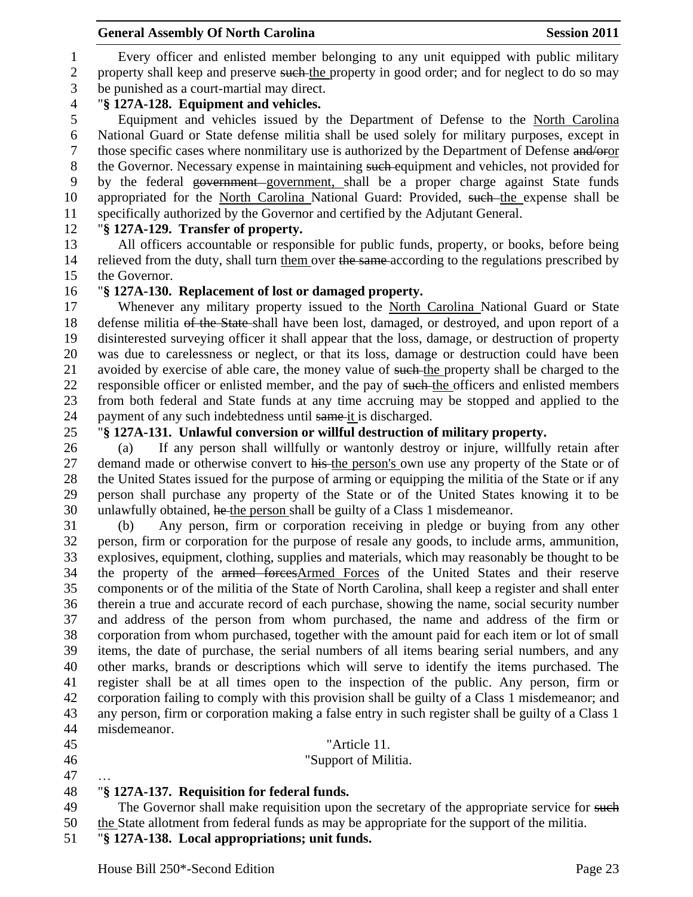Every officer and enlisted member belonging to any unit equipped with public military property shall keep and preserve ~~such~~ the property in good order; and for neglect to do so may be punished as a court-martial may direct.

"**§ 127A-128. Equipment and vehicles.**

Equipment and vehicles issued by the Department of Defense to the North Carolina National Guard or State defense militia shall be used solely for military purposes, except in those specific cases where nonmilitary use is authorized by the Department of Defense ~~and/or~~or the Governor. Necessary expense in maintaining ~~such~~ equipment and vehicles, not provided for by the federal ~~government~~ government, shall be a proper charge against State funds appropriated for the North Carolina National Guard: Provided, ~~such~~ the expense shall be specifically authorized by the Governor and certified by the Adjutant General.

"**§ 127A-129. Transfer of property.**

All officers accountable or responsible for public funds, property, or books, before being relieved from the duty, shall turn them over ~~the same~~ according to the regulations prescribed by the Governor.

"**§ 127A-130. Replacement of lost or damaged property.**

Whenever any military property issued to the North Carolina National Guard or State defense militia ~~of the State~~ shall have been lost, damaged, or destroyed, and upon report of a disinterested surveying officer it shall appear that the loss, damage, or destruction of property was due to carelessness or neglect, or that its loss, damage or destruction could have been avoided by exercise of able care, the money value of ~~such~~ the property shall be charged to the responsible officer or enlisted member, and the pay of ~~such~~ the officers and enlisted members from both federal and State funds at any time accruing may be stopped and applied to the payment of any such indebtedness until ~~same~~ it is discharged.

"**§ 127A-131. Unlawful conversion or willful destruction of military property.**

(a) If any person shall willfully or wantonly destroy or injure, willfully retain after demand made or otherwise convert to ~~his~~ the person's own use any property of the State or of the United States issued for the purpose of arming or equipping the militia of the State or if any person shall purchase any property of the State or of the United States knowing it to be unlawfully obtained, ~~he~~ the person shall be guilty of a Class 1 misdemeanor.

(b) Any person, firm or corporation receiving in pledge or buying from any other person, firm or corporation for the purpose of resale any goods, to include arms, ammunition, explosives, equipment, clothing, supplies and materials, which may reasonably be thought to be the property of the ~~armed forces~~Armed Forces of the United States and their reserve components or of the militia of the State of North Carolina, shall keep a register and shall enter therein a true and accurate record of each purchase, showing the name, social security number and address of the person from whom purchased, the name and address of the firm or corporation from whom purchased, together with the amount paid for each item or lot of small items, the date of purchase, the serial numbers of all items bearing serial numbers, and any other marks, brands or descriptions which will serve to identify the items purchased. The register shall be at all times open to the inspection of the public. Any person, firm or corporation failing to comply with this provision shall be guilty of a Class 1 misdemeanor; and any person, firm or corporation making a false entry in such register shall be guilty of a Class 1 misdemeanor.

"Article 11.

"Support of Militia.

…

"**§ 127A-137. Requisition for federal funds.**

The Governor shall make requisition upon the secretary of the appropriate service for ~~such~~ the State allotment from federal funds as may be appropriate for the support of the militia.

"**§ 127A-138. Local appropriations; unit funds.**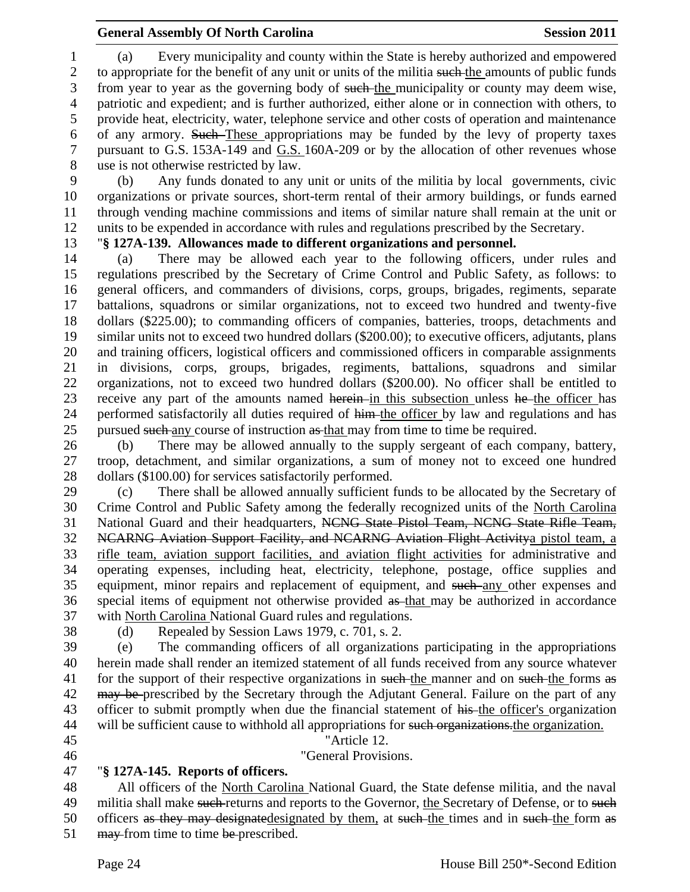(a) Every municipality and county within the State is hereby authorized and empowered to appropriate for the benefit of any unit or units of the militia ~~such~~ the amounts of public funds from year to year as the governing body of ~~such~~ the municipality or county may deem wise, patriotic and expedient; and is further authorized, either alone or in connection with others, to provide heat, electricity, water, telephone service and other costs of operation and maintenance of any armory. ~~Such~~ These appropriations may be funded by the levy of property taxes pursuant to G.S. 153A-149 and G.S. 160A-209 or by the allocation of other revenues whose use is not otherwise restricted by law.

(b) Any funds donated to any unit or units of the militia by local governments, civic organizations or private sources, short-term rental of their armory buildings, or funds earned through vending machine commissions and items of similar nature shall remain at the unit or units to be expended in accordance with rules and regulations prescribed by the Secretary.

"**§ 127A-139. Allowances made to different organizations and personnel.**

(a) There may be allowed each year to the following officers, under rules and regulations prescribed by the Secretary of Crime Control and Public Safety, as follows: to general officers, and commanders of divisions, corps, groups, brigades, regiments, separate battalions, squadrons or similar organizations, not to exceed two hundred and twenty-five dollars ($225.00); to commanding officers of companies, batteries, troops, detachments and similar units not to exceed two hundred dollars ($200.00); to executive officers, adjutants, plans and training officers, logistical officers and commissioned officers in comparable assignments in divisions, corps, groups, brigades, regiments, battalions, squadrons and similar organizations, not to exceed two hundred dollars ($200.00). No officer shall be entitled to receive any part of the amounts named ~~herein~~ in this subsection unless ~~he~~ the officer has performed satisfactorily all duties required of ~~him~~ the officer by law and regulations and has pursued ~~such~~ any course of instruction ~~as~~ that may from time to time be required.

(b) There may be allowed annually to the supply sergeant of each company, battery, troop, detachment, and similar organizations, a sum of money not to exceed one hundred dollars ($100.00) for services satisfactorily performed.

(c) There shall be allowed annually sufficient funds to be allocated by the Secretary of Crime Control and Public Safety among the federally recognized units of the North Carolina National Guard and their headquarters, ~~NCNG State Pistol Team, NCNG State Rifle Team, NCARNG Aviation Support Facility, and NCARNG Aviation Flight Activity~~a pistol team, a rifle team, aviation support facilities, and aviation flight activities for administrative and operating expenses, including heat, electricity, telephone, postage, office supplies and equipment, minor repairs and replacement of equipment, and ~~such~~ any other expenses and special items of equipment not otherwise provided ~~as~~ that may be authorized in accordance with North Carolina National Guard rules and regulations.

(d) Repealed by Session Laws 1979, c. 701, s. 2.

(e) The commanding officers of all organizations participating in the appropriations herein made shall render an itemized statement of all funds received from any source whatever for the support of their respective organizations in ~~such~~ the manner and on ~~such~~ the forms ~~as may be~~ prescribed by the Secretary through the Adjutant General. Failure on the part of any officer to submit promptly when due the financial statement of ~~his~~ the officer's organization will be sufficient cause to withhold all appropriations for ~~such organizations.~~the organization.

"Article 12.

"General Provisions.

"**§ 127A-145. Reports of officers.**

All officers of the North Carolina National Guard, the State defense militia, and the naval militia shall make ~~such~~ returns and reports to the Governor, the Secretary of Defense, or to ~~such~~ officers ~~as they may designate~~designated by them, at ~~such~~ the times and in ~~such~~ the form ~~as may~~ from time to time ~~be~~ prescribed.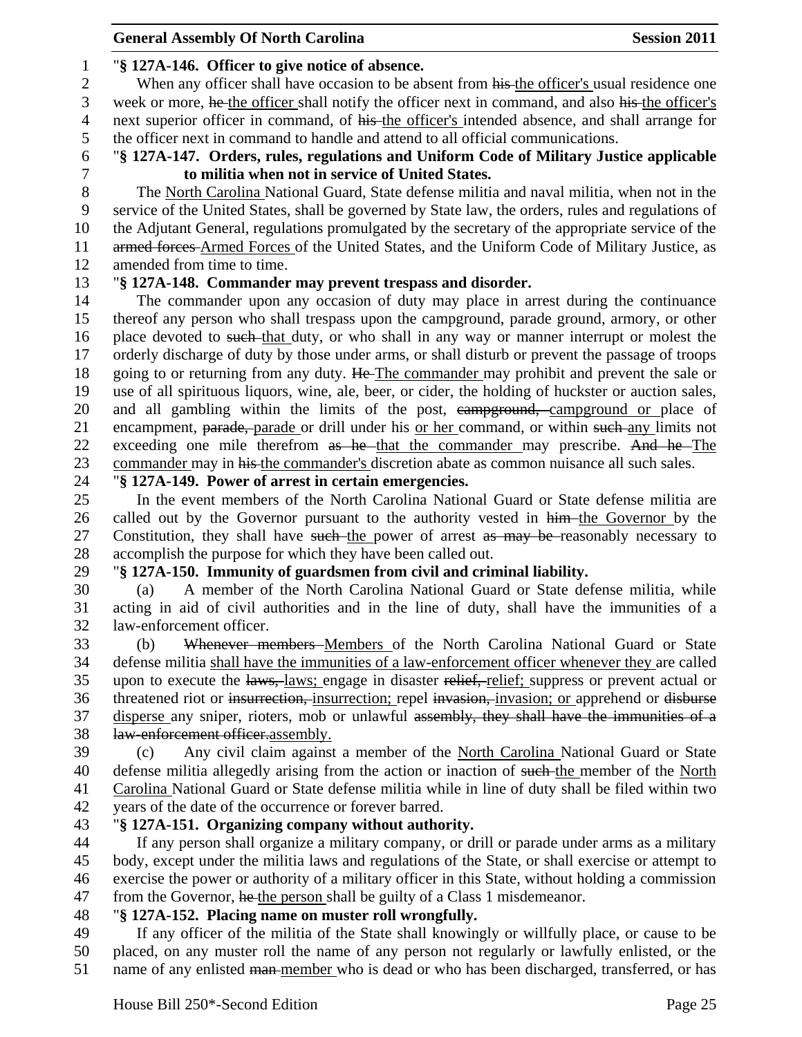"**§ 127A-146. Officer to give notice of absence.**

When any officer shall have occasion to be absent from ~~his~~ the officer's usual residence one week or more, ~~he~~ the officer shall notify the officer next in command, and also ~~his~~ the officer's next superior officer in command, of ~~his~~ the officer's intended absence, and shall arrange for the officer next in command to handle and attend to all official communications.

"**§ 127A-147. Orders, rules, regulations and Uniform Code of Military Justice applicable to militia when not in service of United States.**

The North Carolina National Guard, State defense militia and naval militia, when not in the service of the United States, shall be governed by State law, the orders, rules and regulations of the Adjutant General, regulations promulgated by the secretary of the appropriate service of the ~~armed forces~~ Armed Forces of the United States, and the Uniform Code of Military Justice, as amended from time to time.

"**§ 127A-148. Commander may prevent trespass and disorder.**

The commander upon any occasion of duty may place in arrest during the continuance thereof any person who shall trespass upon the campground, parade ground, armory, or other place devoted to ~~such~~ that duty, or who shall in any way or manner interrupt or molest the orderly discharge of duty by those under arms, or shall disturb or prevent the passage of troops going to or returning from any duty. ~~He~~ The commander may prohibit and prevent the sale or use of all spirituous liquors, wine, ale, beer, or cider, the holding of huckster or auction sales, and all gambling within the limits of the post, ~~campground,~~ campground or place of encampment, ~~parade,~~ parade or drill under his or her command, or within ~~such~~ any limits not exceeding one mile therefrom ~~as he~~ that the commander may prescribe. ~~And he~~ The commander may in ~~his~~ the commander's discretion abate as common nuisance all such sales.

"**§ 127A-149. Power of arrest in certain emergencies.**

In the event members of the North Carolina National Guard or State defense militia are called out by the Governor pursuant to the authority vested in ~~him~~ the Governor by the Constitution, they shall have ~~such~~ the power of arrest ~~as may be~~ reasonably necessary to accomplish the purpose for which they have been called out.

"**§ 127A-150. Immunity of guardsmen from civil and criminal liability.**

(a) A member of the North Carolina National Guard or State defense militia, while acting in aid of civil authorities and in the line of duty, shall have the immunities of a law-enforcement officer.

(b) ~~Whenever members~~ Members of the North Carolina National Guard or State defense militia shall have the immunities of a law-enforcement officer whenever they are called upon to execute the ~~laws,~~ laws; engage in disaster ~~relief,~~ relief; suppress or prevent actual or threatened riot or ~~insurrection,~~ insurrection; repel ~~invasion,~~ invasion; or apprehend or ~~disburse~~ disperse any sniper, rioters, mob or unlawful ~~assembly, they shall have the immunities of a law-enforcement officer.~~ assembly.

(c) Any civil claim against a member of the North Carolina National Guard or State defense militia allegedly arising from the action or inaction of ~~such~~ the member of the North Carolina National Guard or State defense militia while in line of duty shall be filed within two years of the date of the occurrence or forever barred.

"**§ 127A-151. Organizing company without authority.**

If any person shall organize a military company, or drill or parade under arms as a military body, except under the militia laws and regulations of the State, or shall exercise or attempt to exercise the power or authority of a military officer in this State, without holding a commission from the Governor, ~~he~~ the person shall be guilty of a Class 1 misdemeanor.

"**§ 127A-152. Placing name on muster roll wrongfully.**

If any officer of the militia of the State shall knowingly or willfully place, or cause to be placed, on any muster roll the name of any person not regularly or lawfully enlisted, or the name of any enlisted ~~man~~ member who is dead or who has been discharged, transferred, or has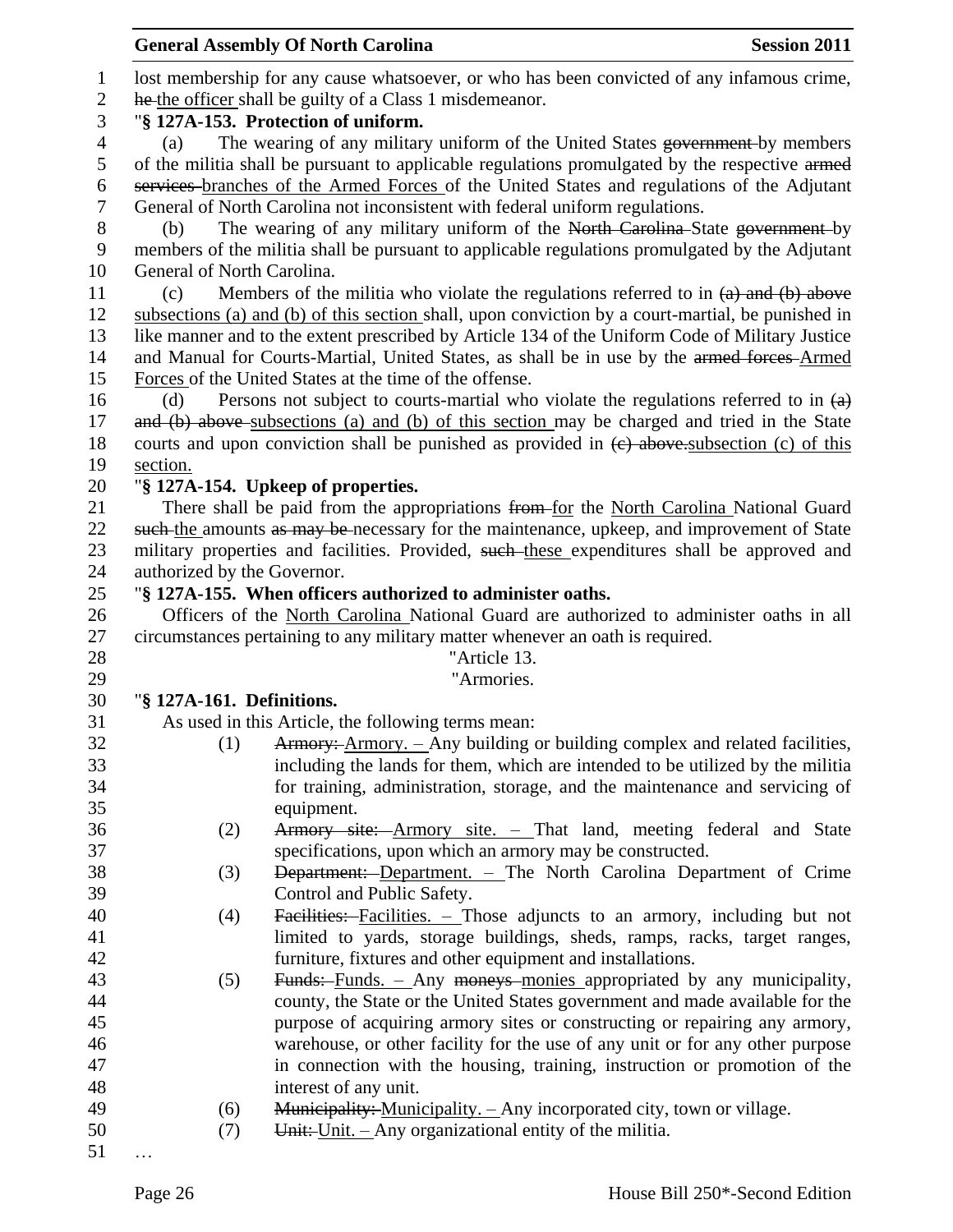lost membership for any cause whatsoever, or who has been convicted of any infamous crime, he the officer shall be guilty of a Class 1 misdemeanor.

"**§ 127A-153. Protection of uniform.**

(a) The wearing of any military uniform of the United States government by members of the militia shall be pursuant to applicable regulations promulgated by the respective armed services branches of the Armed Forces of the United States and regulations of the Adjutant General of North Carolina not inconsistent with federal uniform regulations.

(b) The wearing of any military uniform of the North Carolina State government by members of the militia shall be pursuant to applicable regulations promulgated by the Adjutant General of North Carolina.

(c) Members of the militia who violate the regulations referred to in (a) and (b) above subsections (a) and (b) of this section shall, upon conviction by a court-martial, be punished in like manner and to the extent prescribed by Article 134 of the Uniform Code of Military Justice and Manual for Courts-Martial, United States, as shall be in use by the armed forces Armed Forces of the United States at the time of the offense.

(d) Persons not subject to courts-martial who violate the regulations referred to in (a) and (b) above subsections (a) and (b) of this section may be charged and tried in the State courts and upon conviction shall be punished as provided in (c) above.subsection (c) of this section.

"**§ 127A-154. Upkeep of properties.**

There shall be paid from the appropriations from for the North Carolina National Guard such the amounts as may be necessary for the maintenance, upkeep, and improvement of State military properties and facilities. Provided, such these expenditures shall be approved and authorized by the Governor.

"**§ 127A-155. When officers authorized to administer oaths.**

Officers of the North Carolina National Guard are authorized to administer oaths in all circumstances pertaining to any military matter whenever an oath is required.

"Article 13.

"Armories.

"**§ 127A-161. Definitions.**

As used in this Article, the following terms mean:

(1) Armory: Armory. – Any building or building complex and related facilities, including the lands for them, which are intended to be utilized by the militia for training, administration, storage, and the maintenance and servicing of equipment.

(2) Armory site: Armory site. – That land, meeting federal and State specifications, upon which an armory may be constructed.

(3) Department: Department. – The North Carolina Department of Crime Control and Public Safety.

(4) Facilities: Facilities. – Those adjuncts to an armory, including but not limited to yards, storage buildings, sheds, ramps, racks, target ranges, furniture, fixtures and other equipment and installations.

(5) Funds: Funds. – Any moneys monies appropriated by any municipality, county, the State or the United States government and made available for the purpose of acquiring armory sites or constructing or repairing any armory, warehouse, or other facility for the use of any unit or for any other purpose in connection with the housing, training, instruction or promotion of the interest of any unit.

(6) Municipality: Municipality. – Any incorporated city, town or village.

(7) Unit: Unit. – Any organizational entity of the militia.

…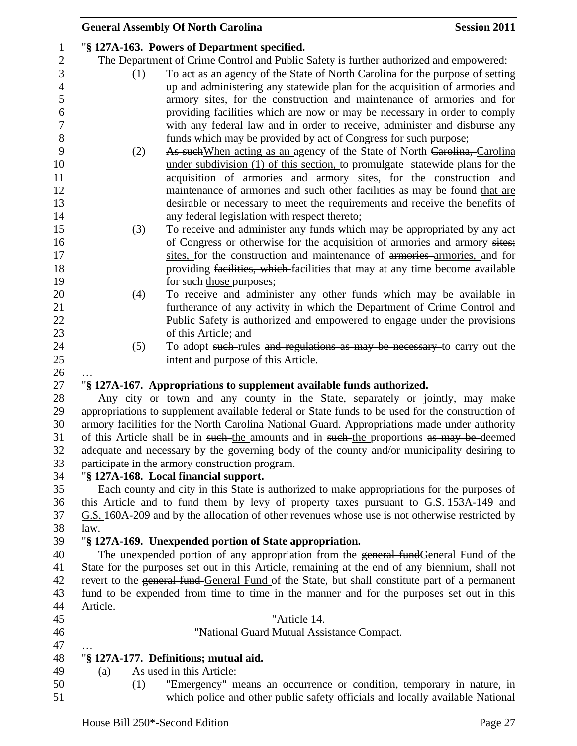"**§ 127A-163. Powers of Department specified.**

The Department of Crime Control and Public Safety is further authorized and empowered:

(1) To act as an agency of the State of North Carolina for the purpose of setting up and administering any statewide plan for the acquisition of armories and armory sites, for the construction and maintenance of armories and for providing facilities which are now or may be necessary in order to comply with any federal law and in order to receive, administer and disburse any funds which may be provided by act of Congress for such purpose;

(2) ~~As such~~When acting as an agency of the State of North ~~Carolina,~~ Carolina under subdivision (1) of this section, to promulgate statewide plans for the acquisition of armories and armory sites, for the construction and maintenance of armories and ~~such~~ other facilities ~~as may be found~~ that are desirable or necessary to meet the requirements and receive the benefits of any federal legislation with respect thereto;

(3) To receive and administer any funds which may be appropriated by any act of Congress or otherwise for the acquisition of armories and armory ~~sites;~~ sites, for the construction and maintenance of ~~armories~~ armories, and for providing ~~facilities, which~~ facilities that may at any time become available for ~~such~~ those purposes;

(4) To receive and administer any other funds which may be available in furtherance of any activity in which the Department of Crime Control and Public Safety is authorized and empowered to engage under the provisions of this Article; and

(5) To adopt ~~such~~ rules ~~and regulations as may be necessary~~ to carry out the intent and purpose of this Article.

…

"**§ 127A-167. Appropriations to supplement available funds authorized.**

Any city or town and any county in the State, separately or jointly, may make appropriations to supplement available federal or State funds to be used for the construction of armory facilities for the North Carolina National Guard. Appropriations made under authority of this Article shall be in ~~such~~ the amounts and in ~~such~~ the proportions ~~as may be~~ deemed adequate and necessary by the governing body of the county and/or municipality desiring to participate in the armory construction program.

"**§ 127A-168. Local financial support.**

Each county and city in this State is authorized to make appropriations for the purposes of this Article and to fund them by levy of property taxes pursuant to G.S. 153A-149 and G.S. 160A-209 and by the allocation of other revenues whose use is not otherwise restricted by law.

"**§ 127A-169. Unexpended portion of State appropriation.**

The unexpended portion of any appropriation from the ~~general fund~~General Fund of the State for the purposes set out in this Article, remaining at the end of any biennium, shall not revert to the ~~general fund~~ General Fund of the State, but shall constitute part of a permanent fund to be expended from time to time in the manner and for the purposes set out in this Article.

"Article 14.

"National Guard Mutual Assistance Compact.

…

"**§ 127A-177. Definitions; mutual aid.**

(a) As used in this Article:

(1) "Emergency" means an occurrence or condition, temporary in nature, in which police and other public safety officials and locally available National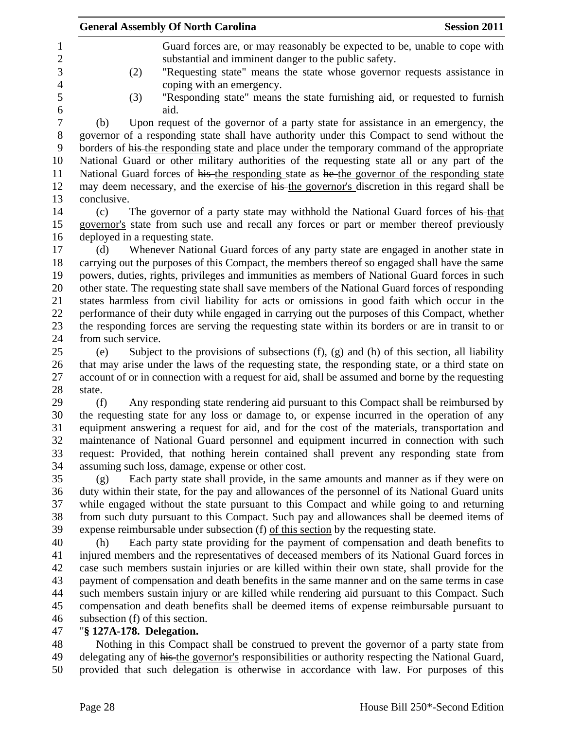Guard forces are, or may reasonably be expected to be, unable to cope with substantial and imminent danger to the public safety.

(2) "Requesting state" means the state whose governor requests assistance in coping with an emergency.

(3) "Responding state" means the state furnishing aid, or requested to furnish aid.

(b) Upon request of the governor of a party state for assistance in an emergency, the governor of a responding state shall have authority under this Compact to send without the borders of ~~his~~ the responding state and place under the temporary command of the appropriate National Guard or other military authorities of the requesting state all or any part of the National Guard forces of ~~his~~ the responding state as ~~he~~ the governor of the responding state may deem necessary, and the exercise of ~~his~~ the governor's discretion in this regard shall be conclusive.

(c) The governor of a party state may withhold the National Guard forces of ~~his~~ that governor's state from such use and recall any forces or part or member thereof previously deployed in a requesting state.

(d) Whenever National Guard forces of any party state are engaged in another state in carrying out the purposes of this Compact, the members thereof so engaged shall have the same powers, duties, rights, privileges and immunities as members of National Guard forces in such other state. The requesting state shall save members of the National Guard forces of responding states harmless from civil liability for acts or omissions in good faith which occur in the performance of their duty while engaged in carrying out the purposes of this Compact, whether the responding forces are serving the requesting state within its borders or are in transit to or from such service.

(e) Subject to the provisions of subsections (f), (g) and (h) of this section, all liability that may arise under the laws of the requesting state, the responding state, or a third state on account of or in connection with a request for aid, shall be assumed and borne by the requesting state.

(f) Any responding state rendering aid pursuant to this Compact shall be reimbursed by the requesting state for any loss or damage to, or expense incurred in the operation of any equipment answering a request for aid, and for the cost of the materials, transportation and maintenance of National Guard personnel and equipment incurred in connection with such request: Provided, that nothing herein contained shall prevent any responding state from assuming such loss, damage, expense or other cost.

(g) Each party state shall provide, in the same amounts and manner as if they were on duty within their state, for the pay and allowances of the personnel of its National Guard units while engaged without the state pursuant to this Compact and while going to and returning from such duty pursuant to this Compact. Such pay and allowances shall be deemed items of expense reimbursable under subsection (f) of this section by the requesting state.

(h) Each party state providing for the payment of compensation and death benefits to injured members and the representatives of deceased members of its National Guard forces in case such members sustain injuries or are killed within their own state, shall provide for the payment of compensation and death benefits in the same manner and on the same terms in case such members sustain injury or are killed while rendering aid pursuant to this Compact. Such compensation and death benefits shall be deemed items of expense reimbursable pursuant to subsection (f) of this section.

"**§ 127A-178. Delegation.**

Nothing in this Compact shall be construed to prevent the governor of a party state from delegating any of ~~his~~ the governor's responsibilities or authority respecting the National Guard, provided that such delegation is otherwise in accordance with law. For purposes of this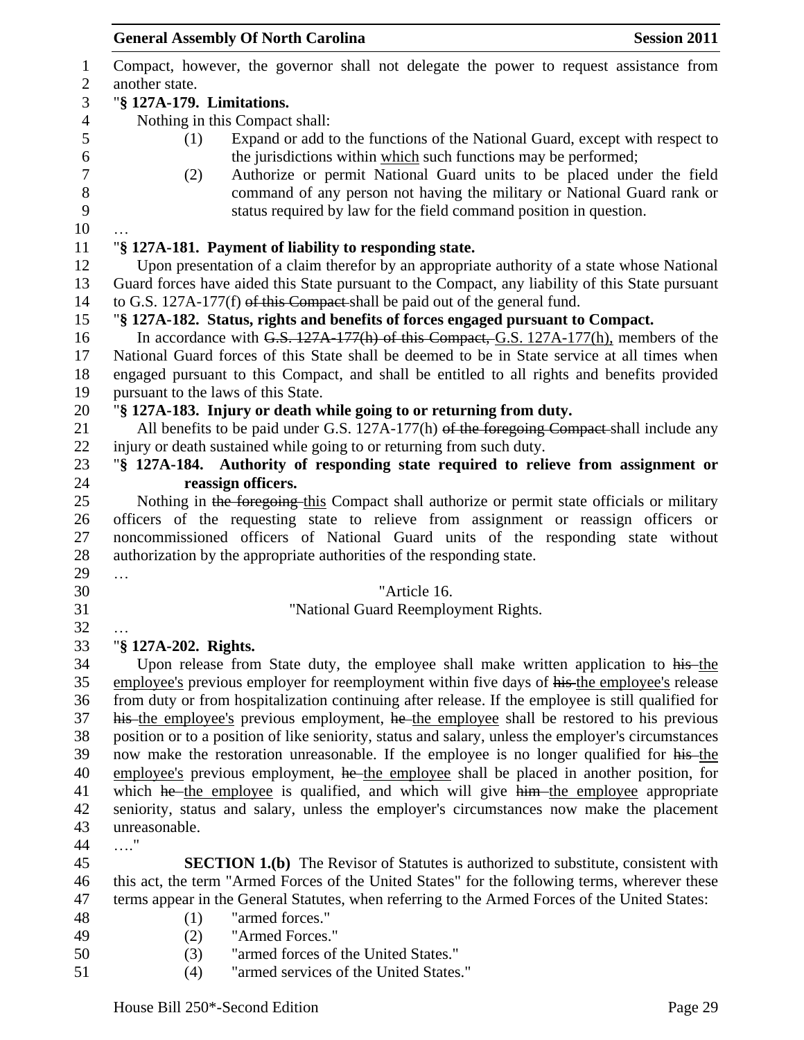Compact, however, the governor shall not delegate the power to request assistance from another state.

"**§ 127A-179. Limitations.**

Nothing in this Compact shall:

(1) Expand or add to the functions of the National Guard, except with respect to the jurisdictions within which such functions may be performed;

(2) Authorize or permit National Guard units to be placed under the field command of any person not having the military or National Guard rank or status required by law for the field command position in question.

…

"**§ 127A-181. Payment of liability to responding state.**

Upon presentation of a claim therefor by an appropriate authority of a state whose National Guard forces have aided this State pursuant to the Compact, any liability of this State pursuant to G.S. 127A-177(f) ~~of this Compact~~ shall be paid out of the general fund.

"**§ 127A-182. Status, rights and benefits of forces engaged pursuant to Compact.**

In accordance with ~~G.S. 127A-177(h) of this Compact,~~ G.S. 127A-177(h), members of the National Guard forces of this State shall be deemed to be in State service at all times when engaged pursuant to this Compact, and shall be entitled to all rights and benefits provided pursuant to the laws of this State.

"**§ 127A-183. Injury or death while going to or returning from duty.**

All benefits to be paid under G.S. 127A-177(h) ~~of the foregoing Compact~~ shall include any injury or death sustained while going to or returning from such duty.

"**§ 127A-184. Authority of responding state required to relieve from assignment or reassign officers.**

Nothing in ~~the foregoing~~ this Compact shall authorize or permit state officials or military officers of the requesting state to relieve from assignment or reassign officers or noncommissioned officers of National Guard units of the responding state without authorization by the appropriate authorities of the responding state.

…

"Article 16.

"National Guard Reemployment Rights.

…

"**§ 127A-202. Rights.**

Upon release from State duty, the employee shall make written application to ~~his~~ the employee's previous employer for reemployment within five days of ~~his~~ the employee's release from duty or from hospitalization continuing after release. If the employee is still qualified for ~~his~~ the employee's previous employment, ~~he~~ the employee shall be restored to his previous position or to a position of like seniority, status and salary, unless the employer's circumstances now make the restoration unreasonable. If the employee is no longer qualified for ~~his~~ the employee's previous employment, ~~he~~ the employee shall be placed in another position, for which ~~he~~ the employee is qualified, and which will give ~~him~~ the employee appropriate seniority, status and salary, unless the employer's circumstances now make the placement unreasonable.

…."

**SECTION 1.(b)** The Revisor of Statutes is authorized to substitute, consistent with this act, the term "Armed Forces of the United States" for the following terms, wherever these terms appear in the General Statutes, when referring to the Armed Forces of the United States:

(1) "armed forces."

(2) "Armed Forces."

(3) "armed forces of the United States."

(4) "armed services of the United States."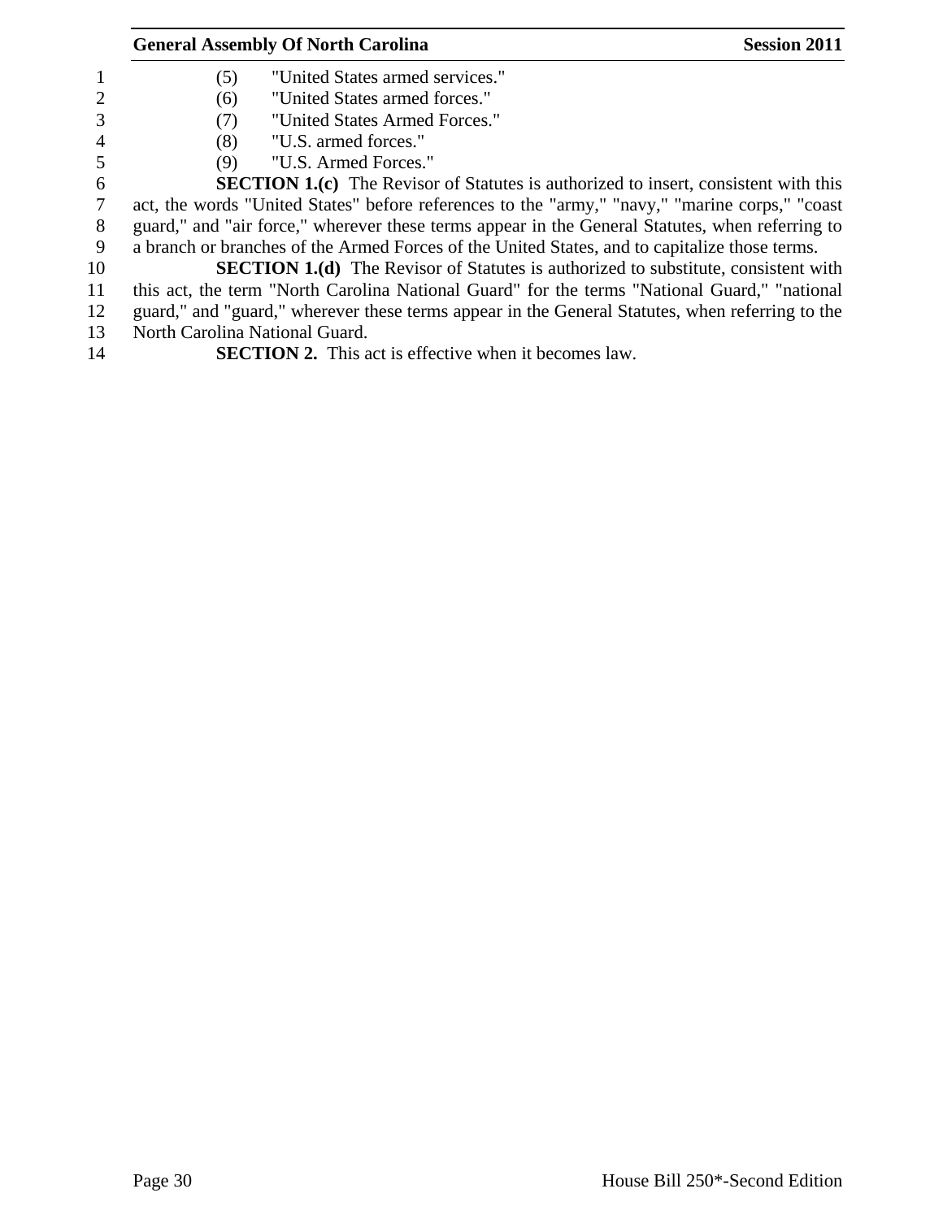(5) "United States armed services."
(6) "United States armed forces."
(7) "United States Armed Forces."
(8) "U.S. armed forces."
(9) "U.S. Armed Forces."

**SECTION 1.(c)** The Revisor of Statutes is authorized to insert, consistent with this act, the words "United States" before references to the "army," "navy," "marine corps," "coast guard," and "air force," wherever these terms appear in the General Statutes, when referring to a branch or branches of the Armed Forces of the United States, and to capitalize those terms.

**SECTION 1.(d)** The Revisor of Statutes is authorized to substitute, consistent with this act, the term "North Carolina National Guard" for the terms "National Guard," "national guard," and "guard," wherever these terms appear in the General Statutes, when referring to the North Carolina National Guard.

**SECTION 2.** This act is effective when it becomes law.